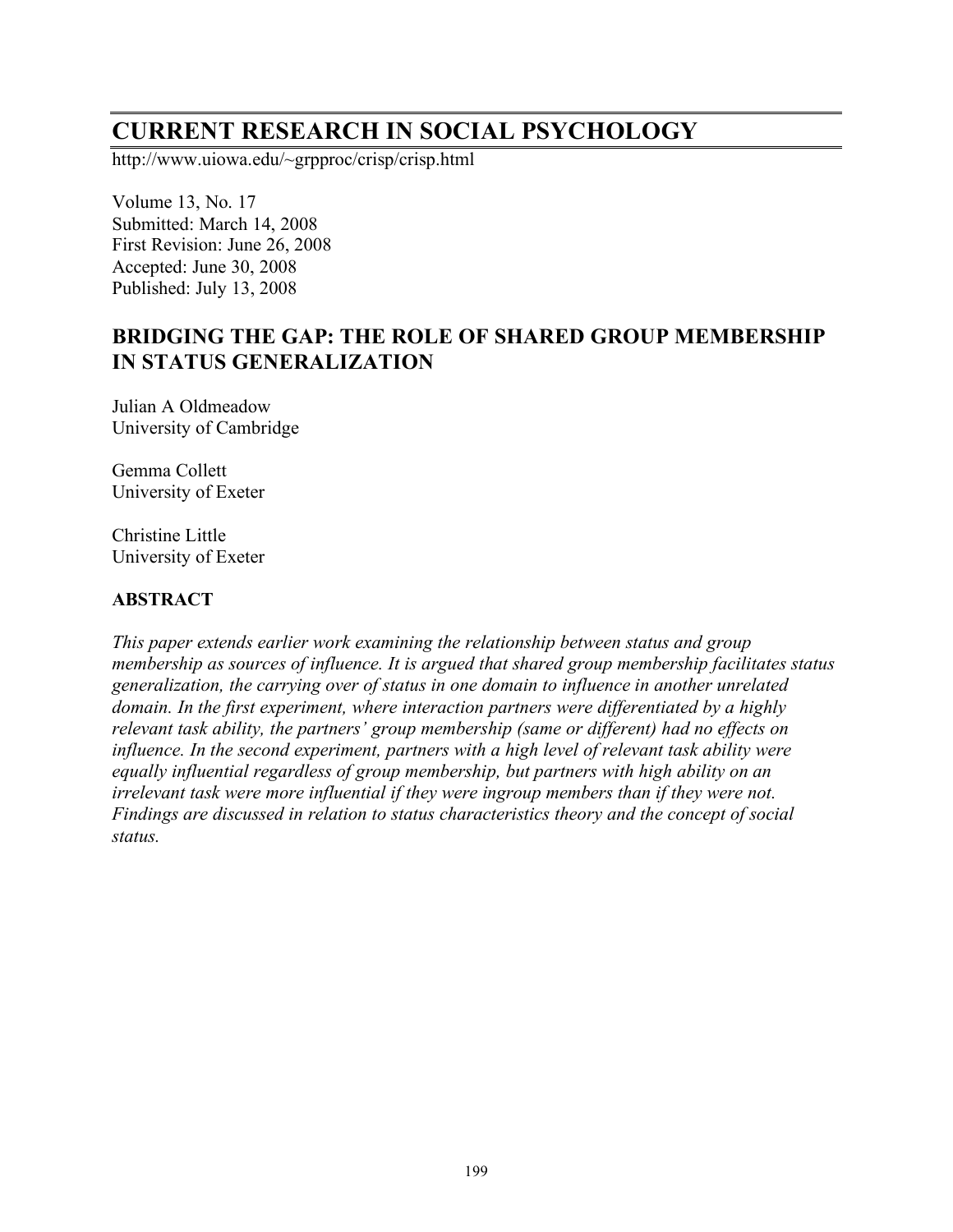# CURRENT RESEARCH IN SOCIAL PSYCHOLOGY

http://www.uiowa.edu/~grpproc/crisp/crisp.html

Volume 13, No. 17
Submitted: March 14, 2008
First Revision: June 26, 2008
Accepted: June 30, 2008
Published: July 13, 2008

## BRIDGING THE GAP: THE ROLE OF SHARED GROUP MEMBERSHIP IN STATUS GENERALIZATION

Julian A Oldmeadow
University of Cambridge

Gemma Collett
University of Exeter

Christine Little
University of Exeter

### ABSTRACT

*This paper extends earlier work examining the relationship between status and group membership as sources of influence. It is argued that shared group membership facilitates status generalization, the carrying over of status in one domain to influence in another unrelated domain. In the first experiment, where interaction partners were differentiated by a highly relevant task ability, the partners' group membership (same or different) had no effects on influence. In the second experiment, partners with a high level of relevant task ability were equally influential regardless of group membership, but partners with high ability on an irrelevant task were more influential if they were ingroup members than if they were not. Findings are discussed in relation to status characteristics theory and the concept of social status.*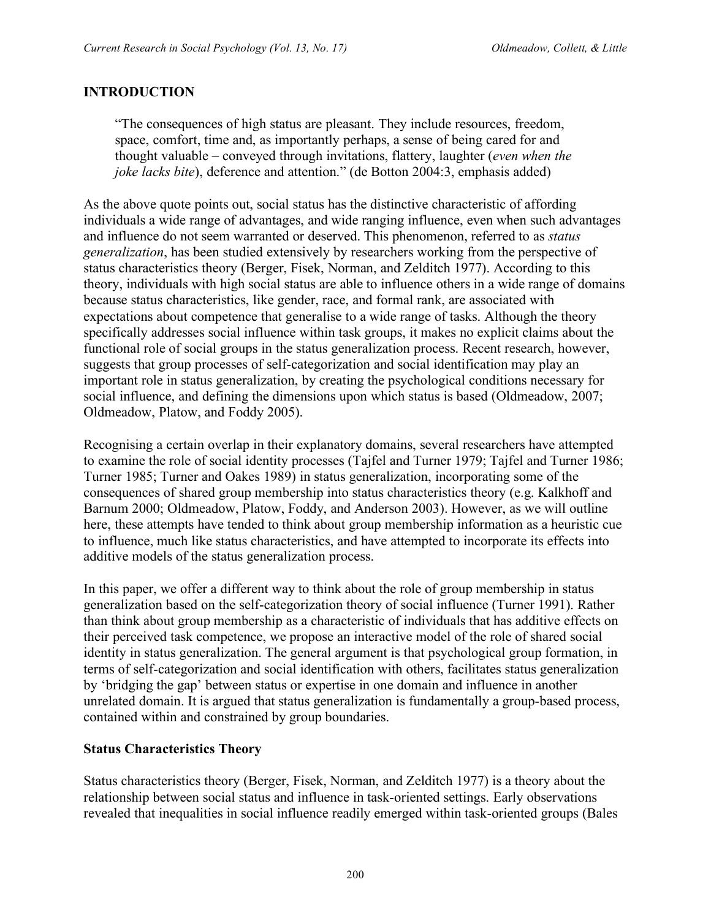## INTRODUCTION

> "The consequences of high status are pleasant. They include resources, freedom, space, comfort, time and, as importantly perhaps, a sense of being cared for and thought valuable – conveyed through invitations, flattery, laughter (*even when the joke lacks bite*), deference and attention." (de Botton 2004:3, emphasis added)

As the above quote points out, social status has the distinctive characteristic of affording individuals a wide range of advantages, and wide ranging influence, even when such advantages and influence do not seem warranted or deserved. This phenomenon, referred to as *status generalization*, has been studied extensively by researchers working from the perspective of status characteristics theory (Berger, Fisek, Norman, and Zelditch 1977). According to this theory, individuals with high social status are able to influence others in a wide range of domains because status characteristics, like gender, race, and formal rank, are associated with expectations about competence that generalise to a wide range of tasks. Although the theory specifically addresses social influence within task groups, it makes no explicit claims about the functional role of social groups in the status generalization process. Recent research, however, suggests that group processes of self-categorization and social identification may play an important role in status generalization, by creating the psychological conditions necessary for social influence, and defining the dimensions upon which status is based (Oldmeadow, 2007; Oldmeadow, Platow, and Foddy 2005).

Recognising a certain overlap in their explanatory domains, several researchers have attempted to examine the role of social identity processes (Tajfel and Turner 1979; Tajfel and Turner 1986; Turner 1985; Turner and Oakes 1989) in status generalization, incorporating some of the consequences of shared group membership into status characteristics theory (e.g. Kalkhoff and Barnum 2000; Oldmeadow, Platow, Foddy, and Anderson 2003). However, as we will outline here, these attempts have tended to think about group membership information as a heuristic cue to influence, much like status characteristics, and have attempted to incorporate its effects into additive models of the status generalization process.

In this paper, we offer a different way to think about the role of group membership in status generalization based on the self-categorization theory of social influence (Turner 1991). Rather than think about group membership as a characteristic of individuals that has additive effects on their perceived task competence, we propose an interactive model of the role of shared social identity in status generalization. The general argument is that psychological group formation, in terms of self-categorization and social identification with others, facilitates status generalization by 'bridging the gap' between status or expertise in one domain and influence in another unrelated domain. It is argued that status generalization is fundamentally a group-based process, contained within and constrained by group boundaries.

### Status Characteristics Theory

Status characteristics theory (Berger, Fisek, Norman, and Zelditch 1977) is a theory about the relationship between social status and influence in task-oriented settings. Early observations revealed that inequalities in social influence readily emerged within task-oriented groups (Bales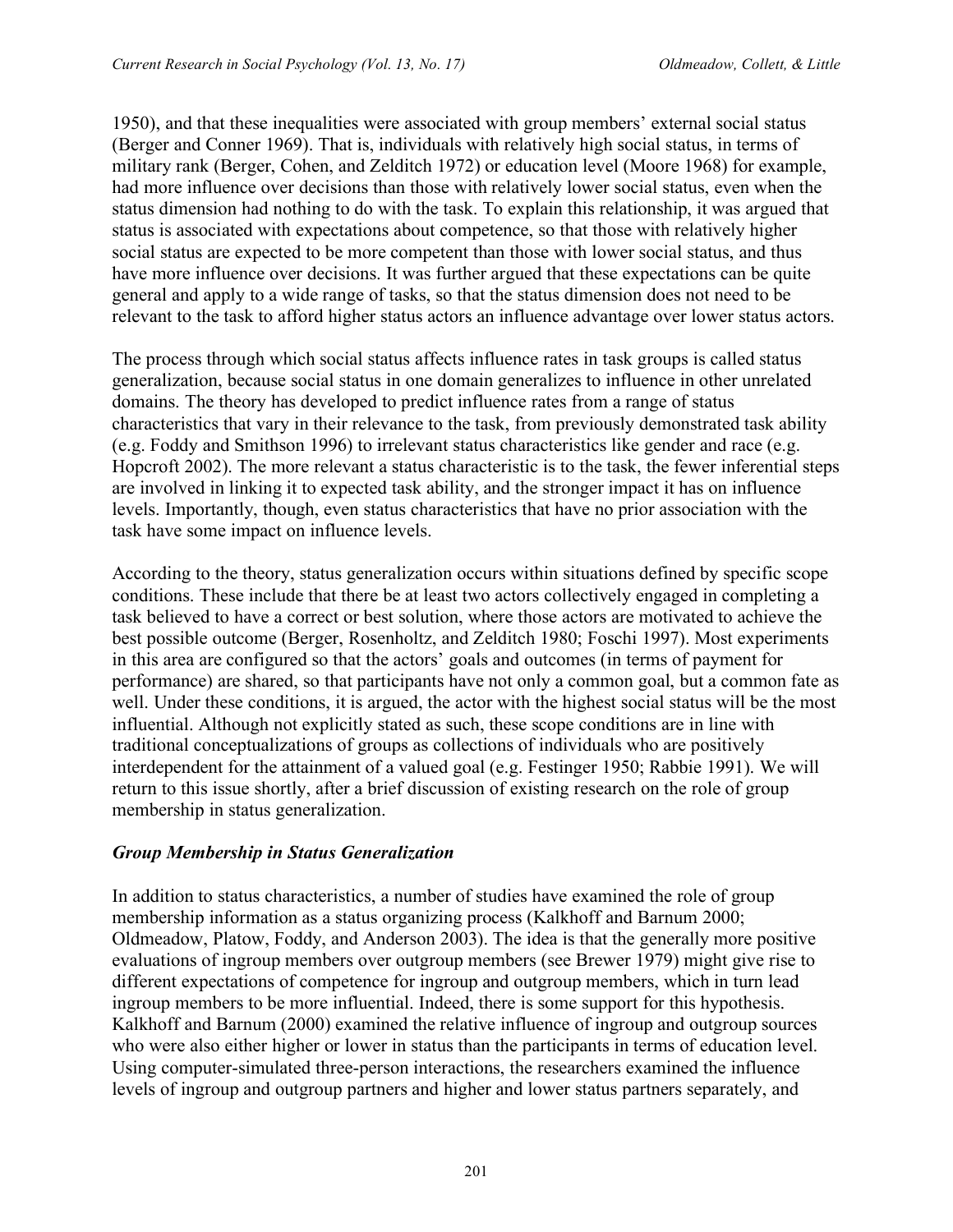1950), and that these inequalities were associated with group members' external social status (Berger and Conner 1969). That is, individuals with relatively high social status, in terms of military rank (Berger, Cohen, and Zelditch 1972) or education level (Moore 1968) for example, had more influence over decisions than those with relatively lower social status, even when the status dimension had nothing to do with the task. To explain this relationship, it was argued that status is associated with expectations about competence, so that those with relatively higher social status are expected to be more competent than those with lower social status, and thus have more influence over decisions. It was further argued that these expectations can be quite general and apply to a wide range of tasks, so that the status dimension does not need to be relevant to the task to afford higher status actors an influence advantage over lower status actors.

The process through which social status affects influence rates in task groups is called status generalization, because social status in one domain generalizes to influence in other unrelated domains. The theory has developed to predict influence rates from a range of status characteristics that vary in their relevance to the task, from previously demonstrated task ability (e.g. Foddy and Smithson 1996) to irrelevant status characteristics like gender and race (e.g. Hopcroft 2002). The more relevant a status characteristic is to the task, the fewer inferential steps are involved in linking it to expected task ability, and the stronger impact it has on influence levels. Importantly, though, even status characteristics that have no prior association with the task have some impact on influence levels.

According to the theory, status generalization occurs within situations defined by specific scope conditions. These include that there be at least two actors collectively engaged in completing a task believed to have a correct or best solution, where those actors are motivated to achieve the best possible outcome (Berger, Rosenholtz, and Zelditch 1980; Foschi 1997). Most experiments in this area are configured so that the actors' goals and outcomes (in terms of payment for performance) are shared, so that participants have not only a common goal, but a common fate as well. Under these conditions, it is argued, the actor with the highest social status will be the most influential. Although not explicitly stated as such, these scope conditions are in line with traditional conceptualizations of groups as collections of individuals who are positively interdependent for the attainment of a valued goal (e.g. Festinger 1950; Rabbie 1991). We will return to this issue shortly, after a brief discussion of existing research on the role of group membership in status generalization.

### *Group Membership in Status Generalization*

In addition to status characteristics, a number of studies have examined the role of group membership information as a status organizing process (Kalkhoff and Barnum 2000; Oldmeadow, Platow, Foddy, and Anderson 2003). The idea is that the generally more positive evaluations of ingroup members over outgroup members (see Brewer 1979) might give rise to different expectations of competence for ingroup and outgroup members, which in turn lead ingroup members to be more influential. Indeed, there is some support for this hypothesis. Kalkhoff and Barnum (2000) examined the relative influence of ingroup and outgroup sources who were also either higher or lower in status than the participants in terms of education level. Using computer-simulated three-person interactions, the researchers examined the influence levels of ingroup and outgroup partners and higher and lower status partners separately, and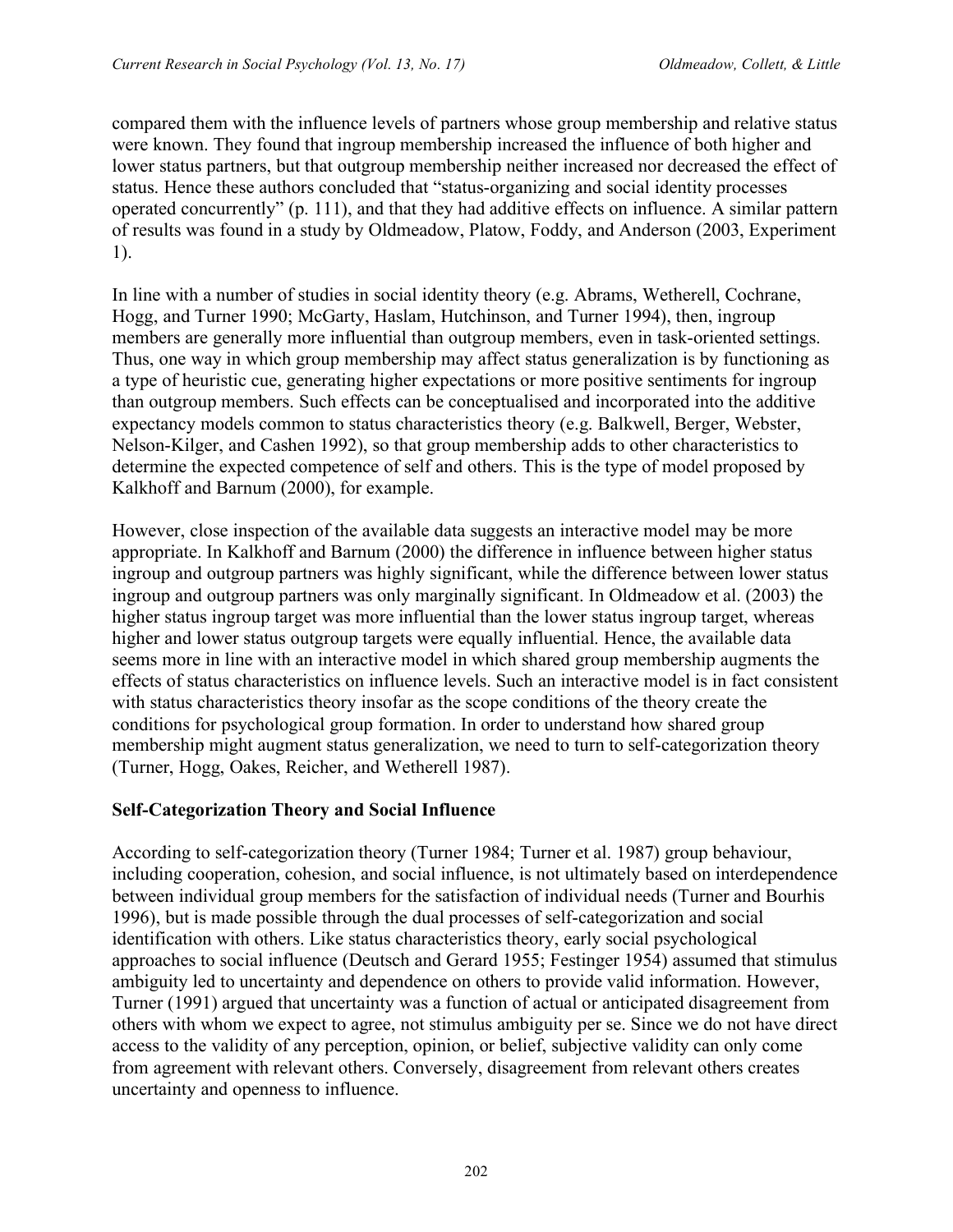compared them with the influence levels of partners whose group membership and relative status were known. They found that ingroup membership increased the influence of both higher and lower status partners, but that outgroup membership neither increased nor decreased the effect of status. Hence these authors concluded that "status-organizing and social identity processes operated concurrently" (p. 111), and that they had additive effects on influence. A similar pattern of results was found in a study by Oldmeadow, Platow, Foddy, and Anderson (2003, Experiment 1).

In line with a number of studies in social identity theory (e.g. Abrams, Wetherell, Cochrane, Hogg, and Turner 1990; McGarty, Haslam, Hutchinson, and Turner 1994), then, ingroup members are generally more influential than outgroup members, even in task-oriented settings. Thus, one way in which group membership may affect status generalization is by functioning as a type of heuristic cue, generating higher expectations or more positive sentiments for ingroup than outgroup members. Such effects can be conceptualised and incorporated into the additive expectancy models common to status characteristics theory (e.g. Balkwell, Berger, Webster, Nelson-Kilger, and Cashen 1992), so that group membership adds to other characteristics to determine the expected competence of self and others. This is the type of model proposed by Kalkhoff and Barnum (2000), for example.

However, close inspection of the available data suggests an interactive model may be more appropriate. In Kalkhoff and Barnum (2000) the difference in influence between higher status ingroup and outgroup partners was highly significant, while the difference between lower status ingroup and outgroup partners was only marginally significant. In Oldmeadow et al. (2003) the higher status ingroup target was more influential than the lower status ingroup target, whereas higher and lower status outgroup targets were equally influential. Hence, the available data seems more in line with an interactive model in which shared group membership augments the effects of status characteristics on influence levels. Such an interactive model is in fact consistent with status characteristics theory insofar as the scope conditions of the theory create the conditions for psychological group formation. In order to understand how shared group membership might augment status generalization, we need to turn to self-categorization theory (Turner, Hogg, Oakes, Reicher, and Wetherell 1987).

## Self-Categorization Theory and Social Influence

According to self-categorization theory (Turner 1984; Turner et al. 1987) group behaviour, including cooperation, cohesion, and social influence, is not ultimately based on interdependence between individual group members for the satisfaction of individual needs (Turner and Bourhis 1996), but is made possible through the dual processes of self-categorization and social identification with others. Like status characteristics theory, early social psychological approaches to social influence (Deutsch and Gerard 1955; Festinger 1954) assumed that stimulus ambiguity led to uncertainty and dependence on others to provide valid information. However, Turner (1991) argued that uncertainty was a function of actual or anticipated disagreement from others with whom we expect to agree, not stimulus ambiguity per se. Since we do not have direct access to the validity of any perception, opinion, or belief, subjective validity can only come from agreement with relevant others. Conversely, disagreement from relevant others creates uncertainty and openness to influence.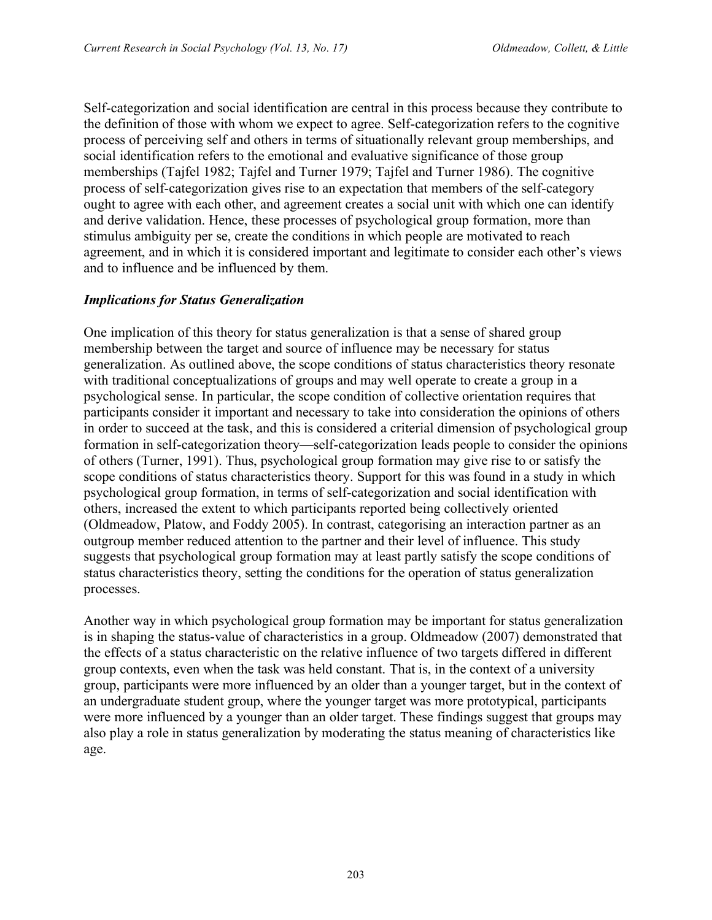Self-categorization and social identification are central in this process because they contribute to the definition of those with whom we expect to agree. Self-categorization refers to the cognitive process of perceiving self and others in terms of situationally relevant group memberships, and social identification refers to the emotional and evaluative significance of those group memberships (Tajfel 1982; Tajfel and Turner 1979; Tajfel and Turner 1986). The cognitive process of self-categorization gives rise to an expectation that members of the self-category ought to agree with each other, and agreement creates a social unit with which one can identify and derive validation. Hence, these processes of psychological group formation, more than stimulus ambiguity per se, create the conditions in which people are motivated to reach agreement, and in which it is considered important and legitimate to consider each other's views and to influence and be influenced by them.

### *Implications for Status Generalization*

One implication of this theory for status generalization is that a sense of shared group membership between the target and source of influence may be necessary for status generalization. As outlined above, the scope conditions of status characteristics theory resonate with traditional conceptualizations of groups and may well operate to create a group in a psychological sense. In particular, the scope condition of collective orientation requires that participants consider it important and necessary to take into consideration the opinions of others in order to succeed at the task, and this is considered a criterial dimension of psychological group formation in self-categorization theory—self-categorization leads people to consider the opinions of others (Turner, 1991). Thus, psychological group formation may give rise to or satisfy the scope conditions of status characteristics theory. Support for this was found in a study in which psychological group formation, in terms of self-categorization and social identification with others, increased the extent to which participants reported being collectively oriented (Oldmeadow, Platow, and Foddy 2005). In contrast, categorising an interaction partner as an outgroup member reduced attention to the partner and their level of influence. This study suggests that psychological group formation may at least partly satisfy the scope conditions of status characteristics theory, setting the conditions for the operation of status generalization processes.

Another way in which psychological group formation may be important for status generalization is in shaping the status-value of characteristics in a group. Oldmeadow (2007) demonstrated that the effects of a status characteristic on the relative influence of two targets differed in different group contexts, even when the task was held constant. That is, in the context of a university group, participants were more influenced by an older than a younger target, but in the context of an undergraduate student group, where the younger target was more prototypical, participants were more influenced by a younger than an older target. These findings suggest that groups may also play a role in status generalization by moderating the status meaning of characteristics like age.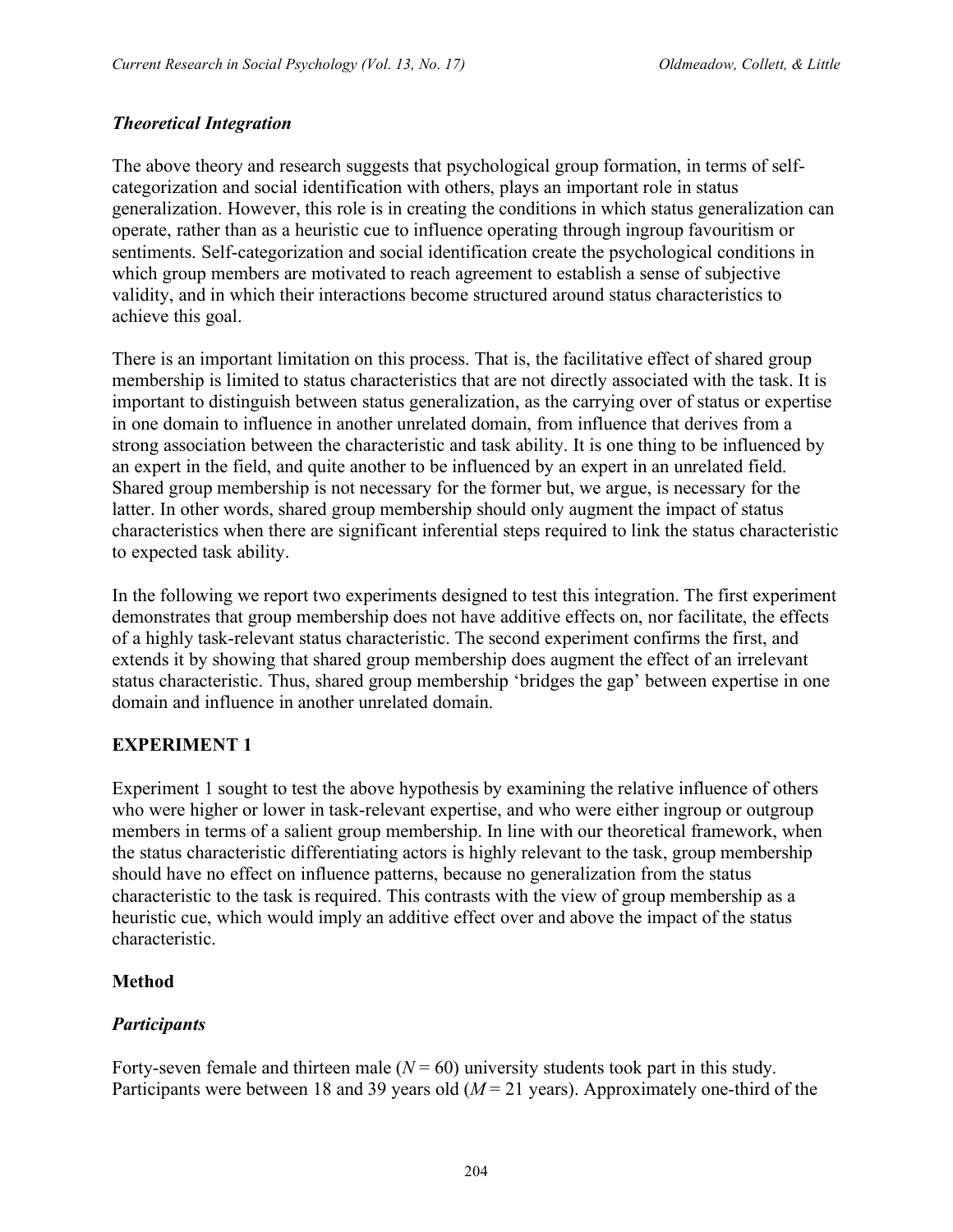### *Theoretical Integration*

The above theory and research suggests that psychological group formation, in terms of self-categorization and social identification with others, plays an important role in status generalization. However, this role is in creating the conditions in which status generalization can operate, rather than as a heuristic cue to influence operating through ingroup favouritism or sentiments. Self-categorization and social identification create the psychological conditions in which group members are motivated to reach agreement to establish a sense of subjective validity, and in which their interactions become structured around status characteristics to achieve this goal.

There is an important limitation on this process. That is, the facilitative effect of shared group membership is limited to status characteristics that are not directly associated with the task. It is important to distinguish between status generalization, as the carrying over of status or expertise in one domain to influence in another unrelated domain, from influence that derives from a strong association between the characteristic and task ability. It is one thing to be influenced by an expert in the field, and quite another to be influenced by an expert in an unrelated field. Shared group membership is not necessary for the former but, we argue, is necessary for the latter. In other words, shared group membership should only augment the impact of status characteristics when there are significant inferential steps required to link the status characteristic to expected task ability.

In the following we report two experiments designed to test this integration. The first experiment demonstrates that group membership does not have additive effects on, nor facilitate, the effects of a highly task-relevant status characteristic. The second experiment confirms the first, and extends it by showing that shared group membership does augment the effect of an irrelevant status characteristic. Thus, shared group membership 'bridges the gap' between expertise in one domain and influence in another unrelated domain.

## EXPERIMENT 1

Experiment 1 sought to test the above hypothesis by examining the relative influence of others who were higher or lower in task-relevant expertise, and who were either ingroup or outgroup members in terms of a salient group membership. In line with our theoretical framework, when the status characteristic differentiating actors is highly relevant to the task, group membership should have no effect on influence patterns, because no generalization from the status characteristic to the task is required. This contrasts with the view of group membership as a heuristic cue, which would imply an additive effect over and above the impact of the status characteristic.

### Method

### *Participants*

Forty-seven female and thirteen male ($N = 60$) university students took part in this study. Participants were between 18 and 39 years old ($M = 21$ years). Approximately one-third of the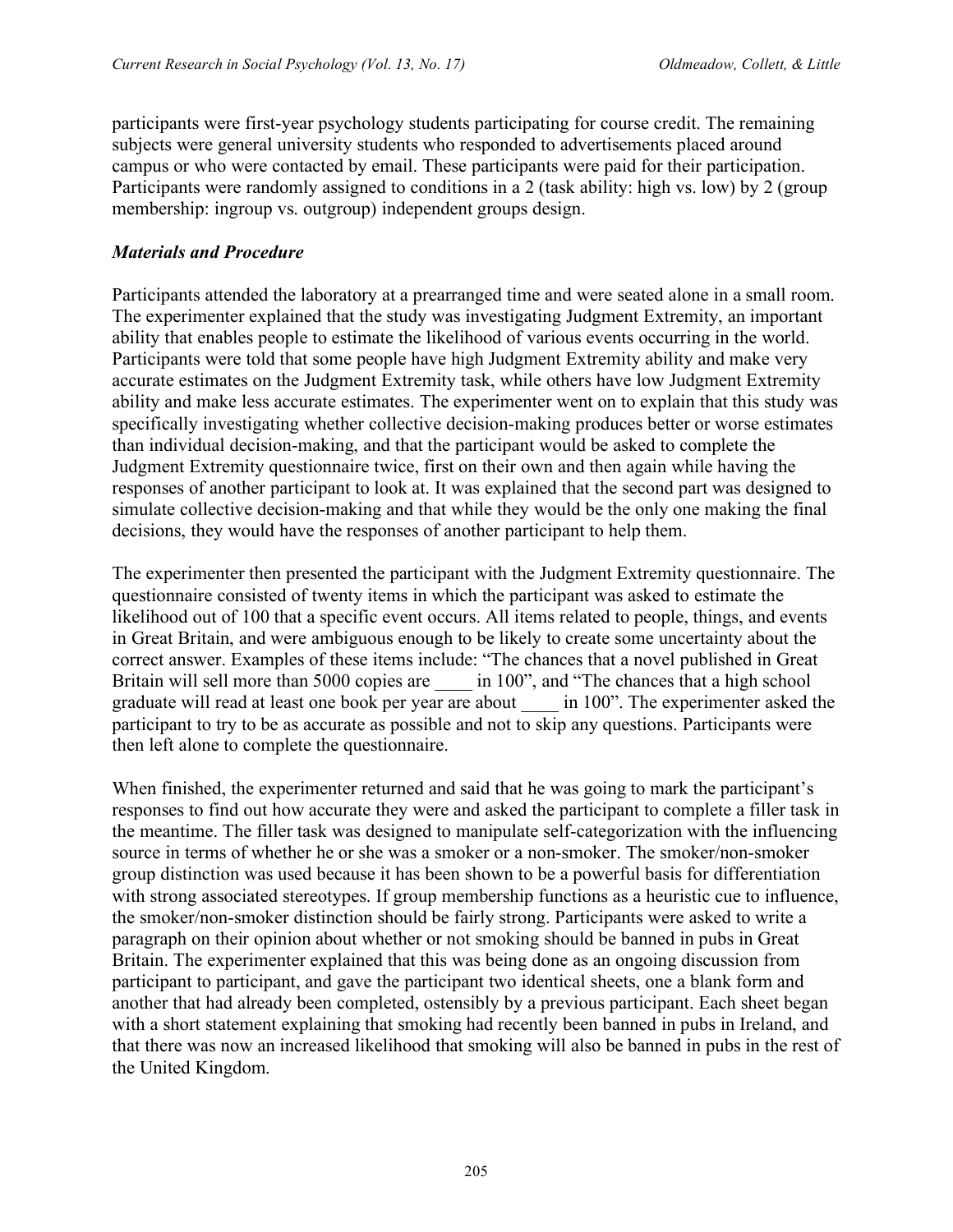participants were first-year psychology students participating for course credit. The remaining subjects were general university students who responded to advertisements placed around campus or who were contacted by email. These participants were paid for their participation. Participants were randomly assigned to conditions in a 2 (task ability: high vs. low) by 2 (group membership: ingroup vs. outgroup) independent groups design.

### *Materials and Procedure*

Participants attended the laboratory at a prearranged time and were seated alone in a small room. The experimenter explained that the study was investigating Judgment Extremity, an important ability that enables people to estimate the likelihood of various events occurring in the world. Participants were told that some people have high Judgment Extremity ability and make very accurate estimates on the Judgment Extremity task, while others have low Judgment Extremity ability and make less accurate estimates. The experimenter went on to explain that this study was specifically investigating whether collective decision-making produces better or worse estimates than individual decision-making, and that the participant would be asked to complete the Judgment Extremity questionnaire twice, first on their own and then again while having the responses of another participant to look at. It was explained that the second part was designed to simulate collective decision-making and that while they would be the only one making the final decisions, they would have the responses of another participant to help them.

The experimenter then presented the participant with the Judgment Extremity questionnaire. The questionnaire consisted of twenty items in which the participant was asked to estimate the likelihood out of 100 that a specific event occurs. All items related to people, things, and events in Great Britain, and were ambiguous enough to be likely to create some uncertainty about the correct answer. Examples of these items include: "The chances that a novel published in Great Britain will sell more than 5000 copies are ____ in 100", and "The chances that a high school graduate will read at least one book per year are about ____ in 100". The experimenter asked the participant to try to be as accurate as possible and not to skip any questions. Participants were then left alone to complete the questionnaire.

When finished, the experimenter returned and said that he was going to mark the participant's responses to find out how accurate they were and asked the participant to complete a filler task in the meantime. The filler task was designed to manipulate self-categorization with the influencing source in terms of whether he or she was a smoker or a non-smoker. The smoker/non-smoker group distinction was used because it has been shown to be a powerful basis for differentiation with strong associated stereotypes. If group membership functions as a heuristic cue to influence, the smoker/non-smoker distinction should be fairly strong. Participants were asked to write a paragraph on their opinion about whether or not smoking should be banned in pubs in Great Britain. The experimenter explained that this was being done as an ongoing discussion from participant to participant, and gave the participant two identical sheets, one a blank form and another that had already been completed, ostensibly by a previous participant. Each sheet began with a short statement explaining that smoking had recently been banned in pubs in Ireland, and that there was now an increased likelihood that smoking will also be banned in pubs in the rest of the United Kingdom.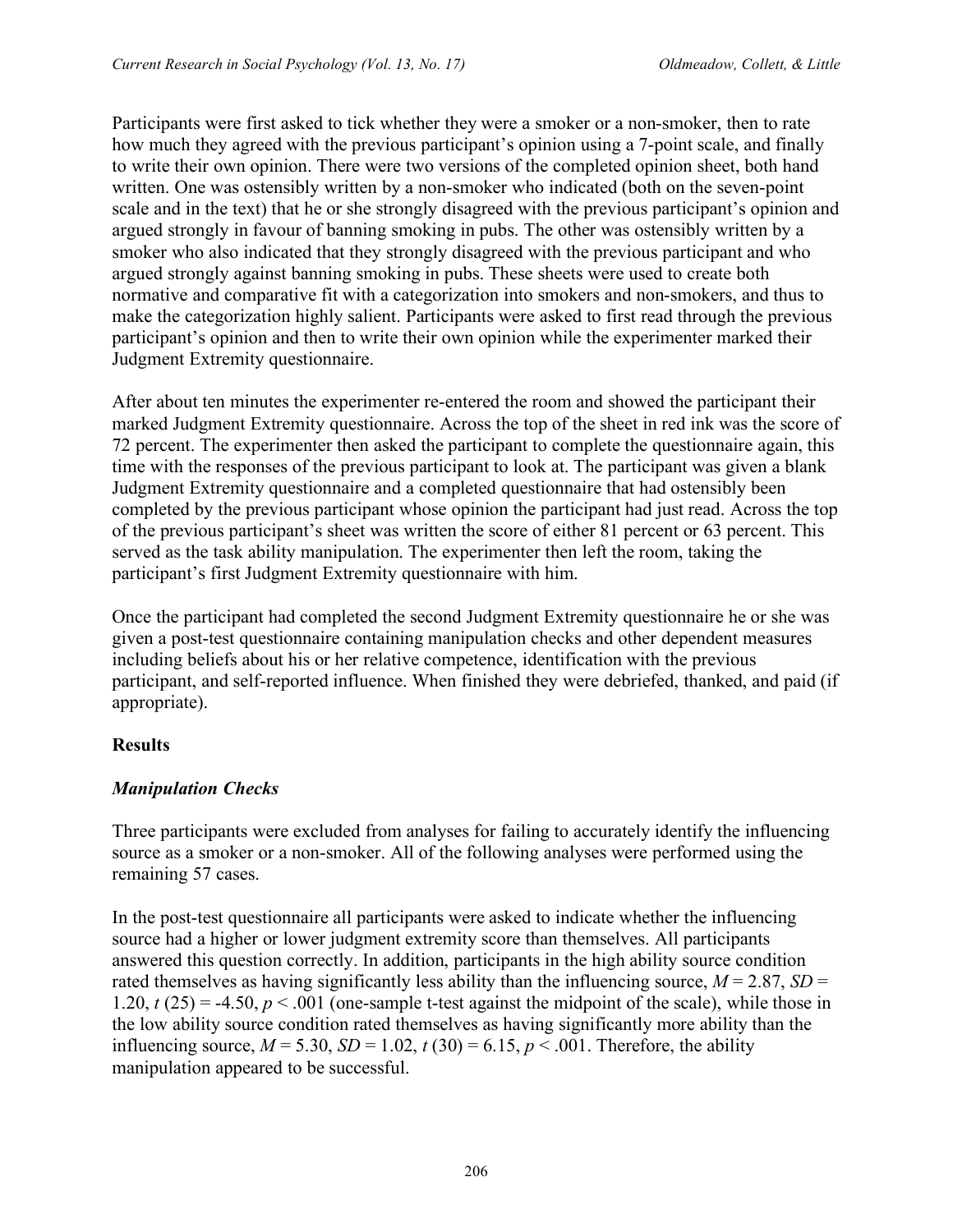Participants were first asked to tick whether they were a smoker or a non-smoker, then to rate how much they agreed with the previous participant's opinion using a 7-point scale, and finally to write their own opinion. There were two versions of the completed opinion sheet, both hand written. One was ostensibly written by a non-smoker who indicated (both on the seven-point scale and in the text) that he or she strongly disagreed with the previous participant's opinion and argued strongly in favour of banning smoking in pubs. The other was ostensibly written by a smoker who also indicated that they strongly disagreed with the previous participant and who argued strongly against banning smoking in pubs. These sheets were used to create both normative and comparative fit with a categorization into smokers and non-smokers, and thus to make the categorization highly salient. Participants were asked to first read through the previous participant's opinion and then to write their own opinion while the experimenter marked their Judgment Extremity questionnaire.

After about ten minutes the experimenter re-entered the room and showed the participant their marked Judgment Extremity questionnaire. Across the top of the sheet in red ink was the score of 72 percent. The experimenter then asked the participant to complete the questionnaire again, this time with the responses of the previous participant to look at. The participant was given a blank Judgment Extremity questionnaire and a completed questionnaire that had ostensibly been completed by the previous participant whose opinion the participant had just read. Across the top of the previous participant's sheet was written the score of either 81 percent or 63 percent. This served as the task ability manipulation. The experimenter then left the room, taking the participant's first Judgment Extremity questionnaire with him.

Once the participant had completed the second Judgment Extremity questionnaire he or she was given a post-test questionnaire containing manipulation checks and other dependent measures including beliefs about his or her relative competence, identification with the previous participant, and self-reported influence. When finished they were debriefed, thanked, and paid (if appropriate).

## Results

### *Manipulation Checks*

Three participants were excluded from analyses for failing to accurately identify the influencing source as a smoker or a non-smoker. All of the following analyses were performed using the remaining 57 cases.

In the post-test questionnaire all participants were asked to indicate whether the influencing source had a higher or lower judgment extremity score than themselves. All participants answered this question correctly. In addition, participants in the high ability source condition rated themselves as having significantly less ability than the influencing source, $M = 2.87$, $SD = 1.20$, $t\ (25) = -4.50$, $p < .001$ (one-sample t-test against the midpoint of the scale), while those in the low ability source condition rated themselves as having significantly more ability than the influencing source, $M = 5.30$, $SD = 1.02$, $t\ (30) = 6.15$, $p < .001$. Therefore, the ability manipulation appeared to be successful.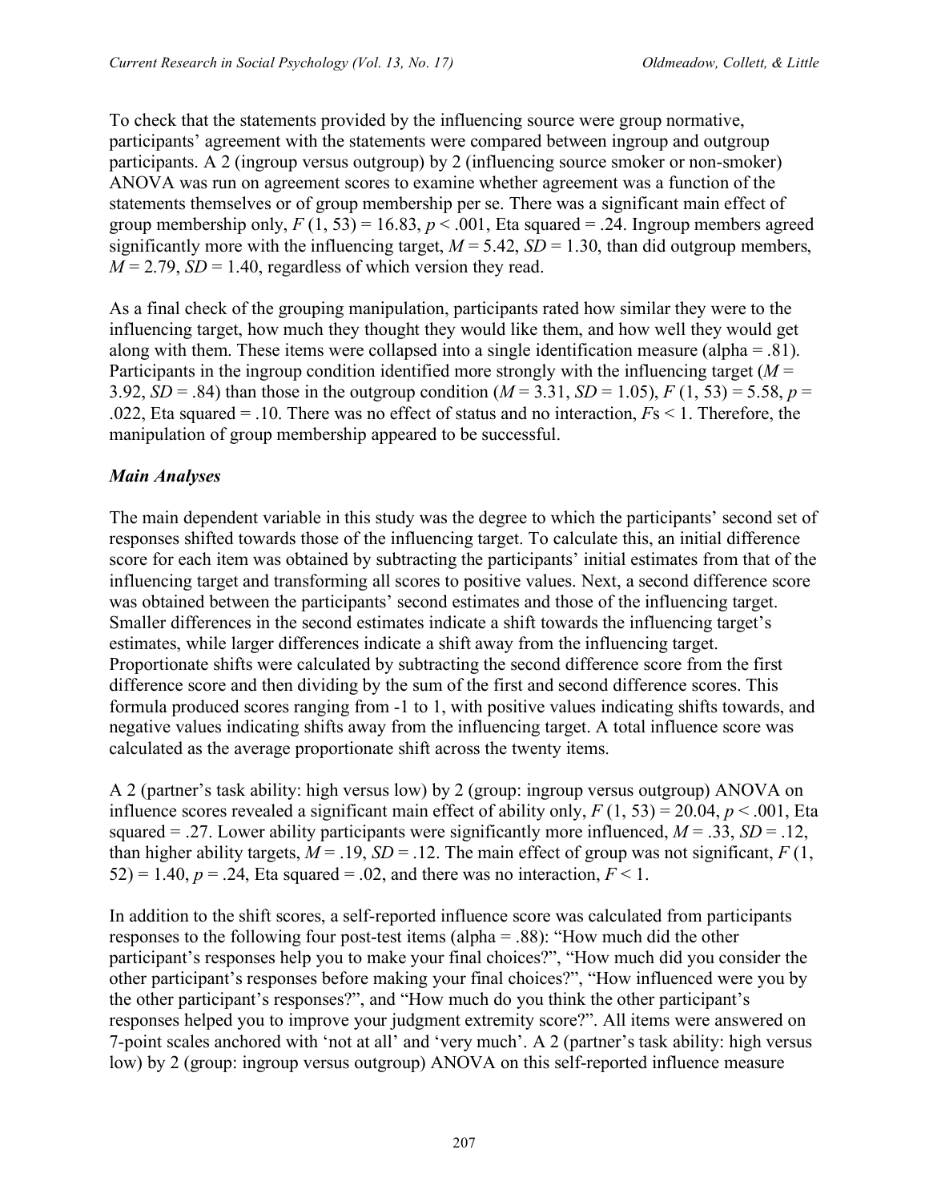To check that the statements provided by the influencing source were group normative, participants' agreement with the statements were compared between ingroup and outgroup participants. A 2 (ingroup versus outgroup) by 2 (influencing source smoker or non-smoker) ANOVA was run on agreement scores to examine whether agreement was a function of the statements themselves or of group membership per se. There was a significant main effect of group membership only, $F(1, 53) = 16.83$, $p < .001$, Eta squared = .24. Ingroup members agreed significantly more with the influencing target, $M = 5.42$, $SD = 1.30$, than did outgroup members, $M = 2.79$, $SD = 1.40$, regardless of which version they read.

As a final check of the grouping manipulation, participants rated how similar they were to the influencing target, how much they thought they would like them, and how well they would get along with them. These items were collapsed into a single identification measure (alpha = .81). Participants in the ingroup condition identified more strongly with the influencing target ($M = 3.92$, $SD = .84$) than those in the outgroup condition ($M = 3.31$, $SD = 1.05$), $F(1, 53) = 5.58$, $p = .022$, Eta squared = .10. There was no effect of status and no interaction, $F$s < 1. Therefore, the manipulation of group membership appeared to be successful.

### *Main Analyses*

The main dependent variable in this study was the degree to which the participants' second set of responses shifted towards those of the influencing target. To calculate this, an initial difference score for each item was obtained by subtracting the participants' initial estimates from that of the influencing target and transforming all scores to positive values. Next, a second difference score was obtained between the participants' second estimates and those of the influencing target. Smaller differences in the second estimates indicate a shift towards the influencing target's estimates, while larger differences indicate a shift away from the influencing target. Proportionate shifts were calculated by subtracting the second difference score from the first difference score and then dividing by the sum of the first and second difference scores. This formula produced scores ranging from -1 to 1, with positive values indicating shifts towards, and negative values indicating shifts away from the influencing target. A total influence score was calculated as the average proportionate shift across the twenty items.

A 2 (partner's task ability: high versus low) by 2 (group: ingroup versus outgroup) ANOVA on influence scores revealed a significant main effect of ability only, $F(1, 53) = 20.04$, $p < .001$, Eta squared = .27. Lower ability participants were significantly more influenced, $M = .33$, $SD = .12$, than higher ability targets, $M = .19$, $SD = .12$. The main effect of group was not significant, $F(1, 52) = 1.40$, $p = .24$, Eta squared = .02, and there was no interaction, $F < 1$.

In addition to the shift scores, a self-reported influence score was calculated from participants responses to the following four post-test items (alpha = .88): "How much did the other participant's responses help you to make your final choices?", "How much did you consider the other participant's responses before making your final choices?", "How influenced were you by the other participant's responses?", and "How much do you think the other participant's responses helped you to improve your judgment extremity score?". All items were answered on 7-point scales anchored with 'not at all' and 'very much'. A 2 (partner's task ability: high versus low) by 2 (group: ingroup versus outgroup) ANOVA on this self-reported influence measure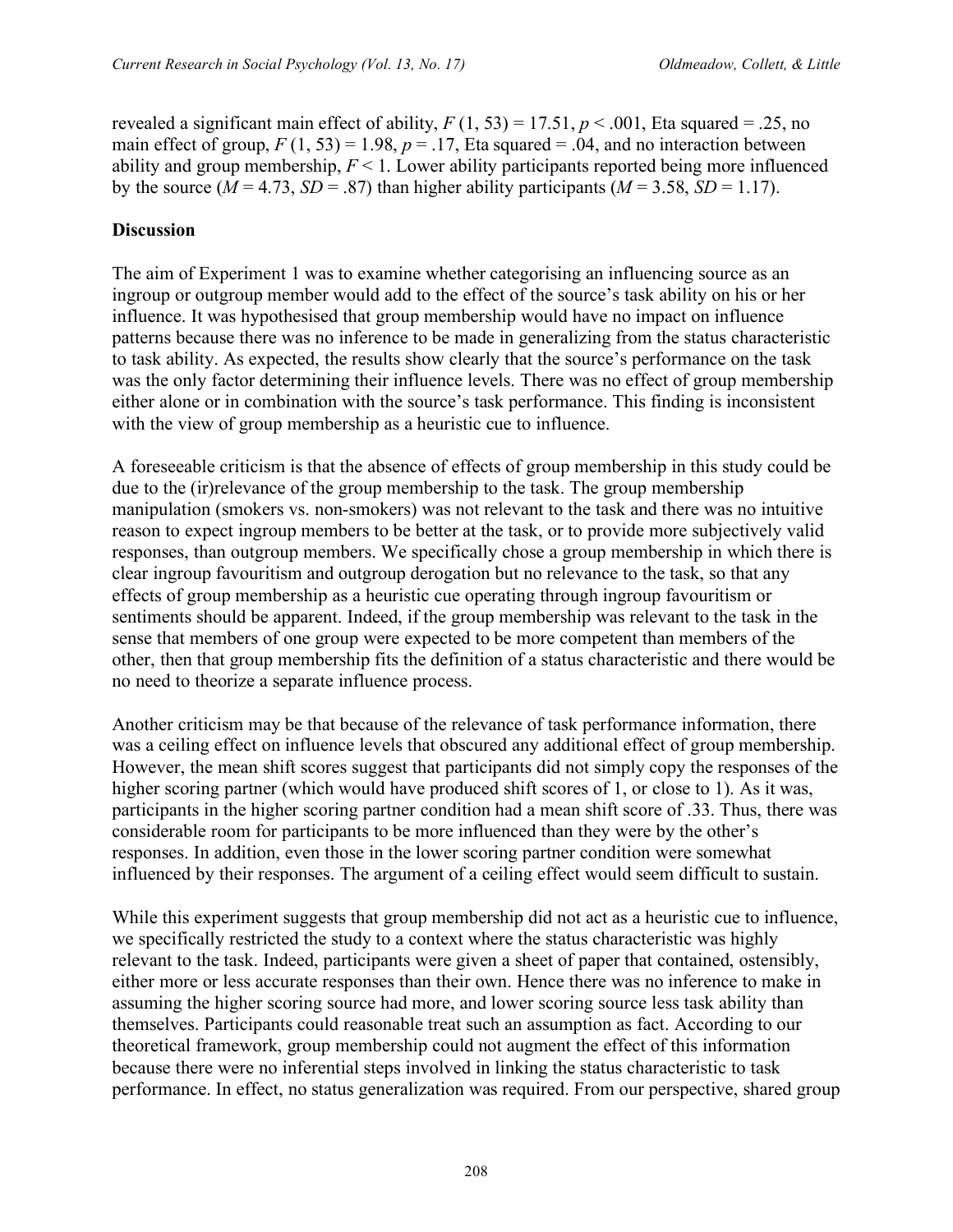revealed a significant main effect of ability, $F(1, 53) = 17.51$, $p < .001$, Eta squared = .25, no main effect of group, $F(1, 53) = 1.98$, $p = .17$, Eta squared = .04, and no interaction between ability and group membership, $F < 1$. Lower ability participants reported being more influenced by the source ($M = 4.73$, $SD = .87$) than higher ability participants ($M = 3.58$, $SD = 1.17$).

**Discussion**

The aim of Experiment 1 was to examine whether categorising an influencing source as an ingroup or outgroup member would add to the effect of the source's task ability on his or her influence. It was hypothesised that group membership would have no impact on influence patterns because there was no inference to be made in generalizing from the status characteristic to task ability. As expected, the results show clearly that the source's performance on the task was the only factor determining their influence levels. There was no effect of group membership either alone or in combination with the source's task performance. This finding is inconsistent with the view of group membership as a heuristic cue to influence.

A foreseeable criticism is that the absence of effects of group membership in this study could be due to the (ir)relevance of the group membership to the task. The group membership manipulation (smokers vs. non-smokers) was not relevant to the task and there was no intuitive reason to expect ingroup members to be better at the task, or to provide more subjectively valid responses, than outgroup members. We specifically chose a group membership in which there is clear ingroup favouritism and outgroup derogation but no relevance to the task, so that any effects of group membership as a heuristic cue operating through ingroup favouritism or sentiments should be apparent. Indeed, if the group membership was relevant to the task in the sense that members of one group were expected to be more competent than members of the other, then that group membership fits the definition of a status characteristic and there would be no need to theorize a separate influence process.

Another criticism may be that because of the relevance of task performance information, there was a ceiling effect on influence levels that obscured any additional effect of group membership. However, the mean shift scores suggest that participants did not simply copy the responses of the higher scoring partner (which would have produced shift scores of 1, or close to 1). As it was, participants in the higher scoring partner condition had a mean shift score of .33. Thus, there was considerable room for participants to be more influenced than they were by the other's responses. In addition, even those in the lower scoring partner condition were somewhat influenced by their responses. The argument of a ceiling effect would seem difficult to sustain.

While this experiment suggests that group membership did not act as a heuristic cue to influence, we specifically restricted the study to a context where the status characteristic was highly relevant to the task. Indeed, participants were given a sheet of paper that contained, ostensibly, either more or less accurate responses than their own. Hence there was no inference to make in assuming the higher scoring source had more, and lower scoring source less task ability than themselves. Participants could reasonable treat such an assumption as fact. According to our theoretical framework, group membership could not augment the effect of this information because there were no inferential steps involved in linking the status characteristic to task performance. In effect, no status generalization was required. From our perspective, shared group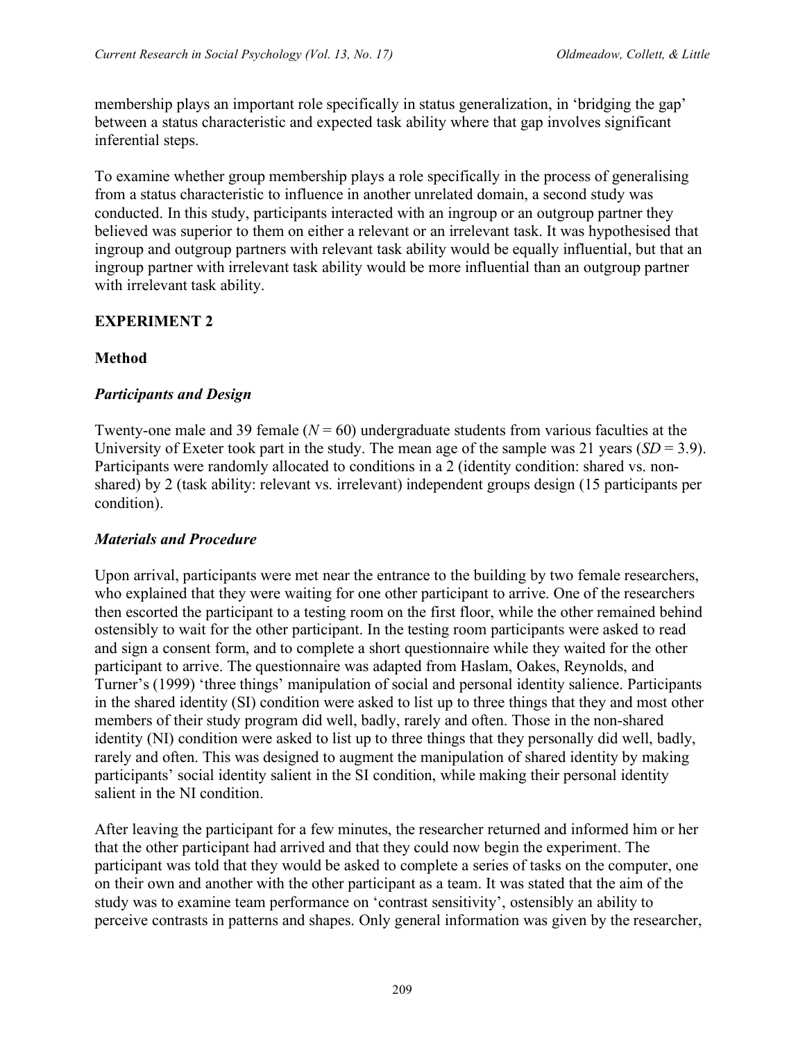membership plays an important role specifically in status generalization, in 'bridging the gap' between a status characteristic and expected task ability where that gap involves significant inferential steps.

To examine whether group membership plays a role specifically in the process of generalising from a status characteristic to influence in another unrelated domain, a second study was conducted. In this study, participants interacted with an ingroup or an outgroup partner they believed was superior to them on either a relevant or an irrelevant task. It was hypothesised that ingroup and outgroup partners with relevant task ability would be equally influential, but that an ingroup partner with irrelevant task ability would be more influential than an outgroup partner with irrelevant task ability.

## EXPERIMENT 2

### Method

#### *Participants and Design*

Twenty-one male and 39 female ($N = 60$) undergraduate students from various faculties at the University of Exeter took part in the study. The mean age of the sample was 21 years ($SD = 3.9$). Participants were randomly allocated to conditions in a 2 (identity condition: shared vs. non-shared) by 2 (task ability: relevant vs. irrelevant) independent groups design (15 participants per condition).

#### *Materials and Procedure*

Upon arrival, participants were met near the entrance to the building by two female researchers, who explained that they were waiting for one other participant to arrive. One of the researchers then escorted the participant to a testing room on the first floor, while the other remained behind ostensibly to wait for the other participant. In the testing room participants were asked to read and sign a consent form, and to complete a short questionnaire while they waited for the other participant to arrive. The questionnaire was adapted from Haslam, Oakes, Reynolds, and Turner's (1999) 'three things' manipulation of social and personal identity salience. Participants in the shared identity (SI) condition were asked to list up to three things that they and most other members of their study program did well, badly, rarely and often. Those in the non-shared identity (NI) condition were asked to list up to three things that they personally did well, badly, rarely and often. This was designed to augment the manipulation of shared identity by making participants' social identity salient in the SI condition, while making their personal identity salient in the NI condition.

After leaving the participant for a few minutes, the researcher returned and informed him or her that the other participant had arrived and that they could now begin the experiment. The participant was told that they would be asked to complete a series of tasks on the computer, one on their own and another with the other participant as a team. It was stated that the aim of the study was to examine team performance on 'contrast sensitivity', ostensibly an ability to perceive contrasts in patterns and shapes. Only general information was given by the researcher,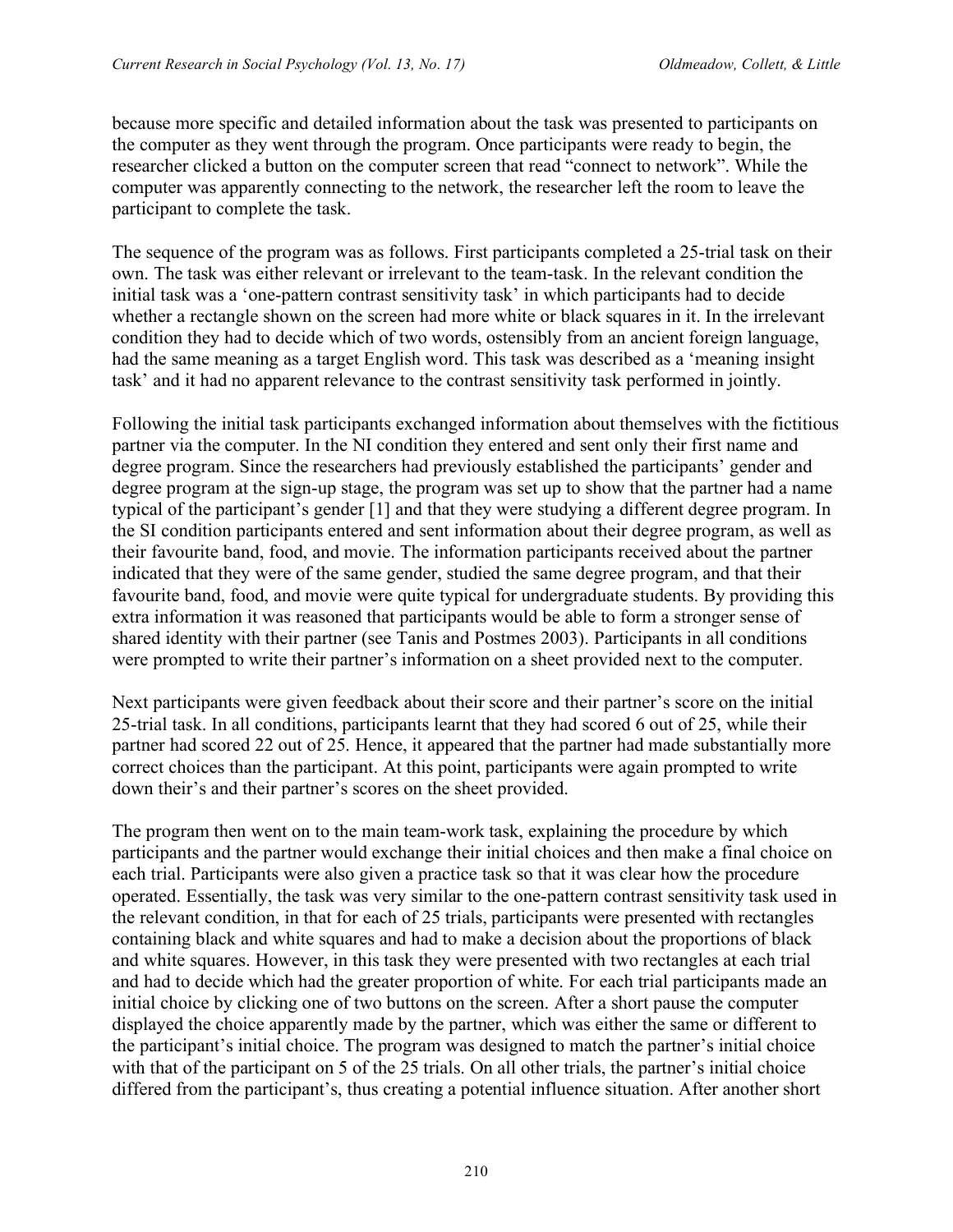because more specific and detailed information about the task was presented to participants on the computer as they went through the program. Once participants were ready to begin, the researcher clicked a button on the computer screen that read "connect to network". While the computer was apparently connecting to the network, the researcher left the room to leave the participant to complete the task.

The sequence of the program was as follows. First participants completed a 25-trial task on their own. The task was either relevant or irrelevant to the team-task. In the relevant condition the initial task was a 'one-pattern contrast sensitivity task' in which participants had to decide whether a rectangle shown on the screen had more white or black squares in it. In the irrelevant condition they had to decide which of two words, ostensibly from an ancient foreign language, had the same meaning as a target English word. This task was described as a 'meaning insight task' and it had no apparent relevance to the contrast sensitivity task performed in jointly.

Following the initial task participants exchanged information about themselves with the fictitious partner via the computer. In the NI condition they entered and sent only their first name and degree program. Since the researchers had previously established the participants' gender and degree program at the sign-up stage, the program was set up to show that the partner had a name typical of the participant's gender [1] and that they were studying a different degree program. In the SI condition participants entered and sent information about their degree program, as well as their favourite band, food, and movie. The information participants received about the partner indicated that they were of the same gender, studied the same degree program, and that their favourite band, food, and movie were quite typical for undergraduate students. By providing this extra information it was reasoned that participants would be able to form a stronger sense of shared identity with their partner (see Tanis and Postmes 2003). Participants in all conditions were prompted to write their partner's information on a sheet provided next to the computer.

Next participants were given feedback about their score and their partner's score on the initial 25-trial task. In all conditions, participants learnt that they had scored 6 out of 25, while their partner had scored 22 out of 25. Hence, it appeared that the partner had made substantially more correct choices than the participant. At this point, participants were again prompted to write down their's and their partner's scores on the sheet provided.

The program then went on to the main team-work task, explaining the procedure by which participants and the partner would exchange their initial choices and then make a final choice on each trial. Participants were also given a practice task so that it was clear how the procedure operated. Essentially, the task was very similar to the one-pattern contrast sensitivity task used in the relevant condition, in that for each of 25 trials, participants were presented with rectangles containing black and white squares and had to make a decision about the proportions of black and white squares. However, in this task they were presented with two rectangles at each trial and had to decide which had the greater proportion of white. For each trial participants made an initial choice by clicking one of two buttons on the screen. After a short pause the computer displayed the choice apparently made by the partner, which was either the same or different to the participant's initial choice. The program was designed to match the partner's initial choice with that of the participant on 5 of the 25 trials. On all other trials, the partner's initial choice differed from the participant's, thus creating a potential influence situation. After another short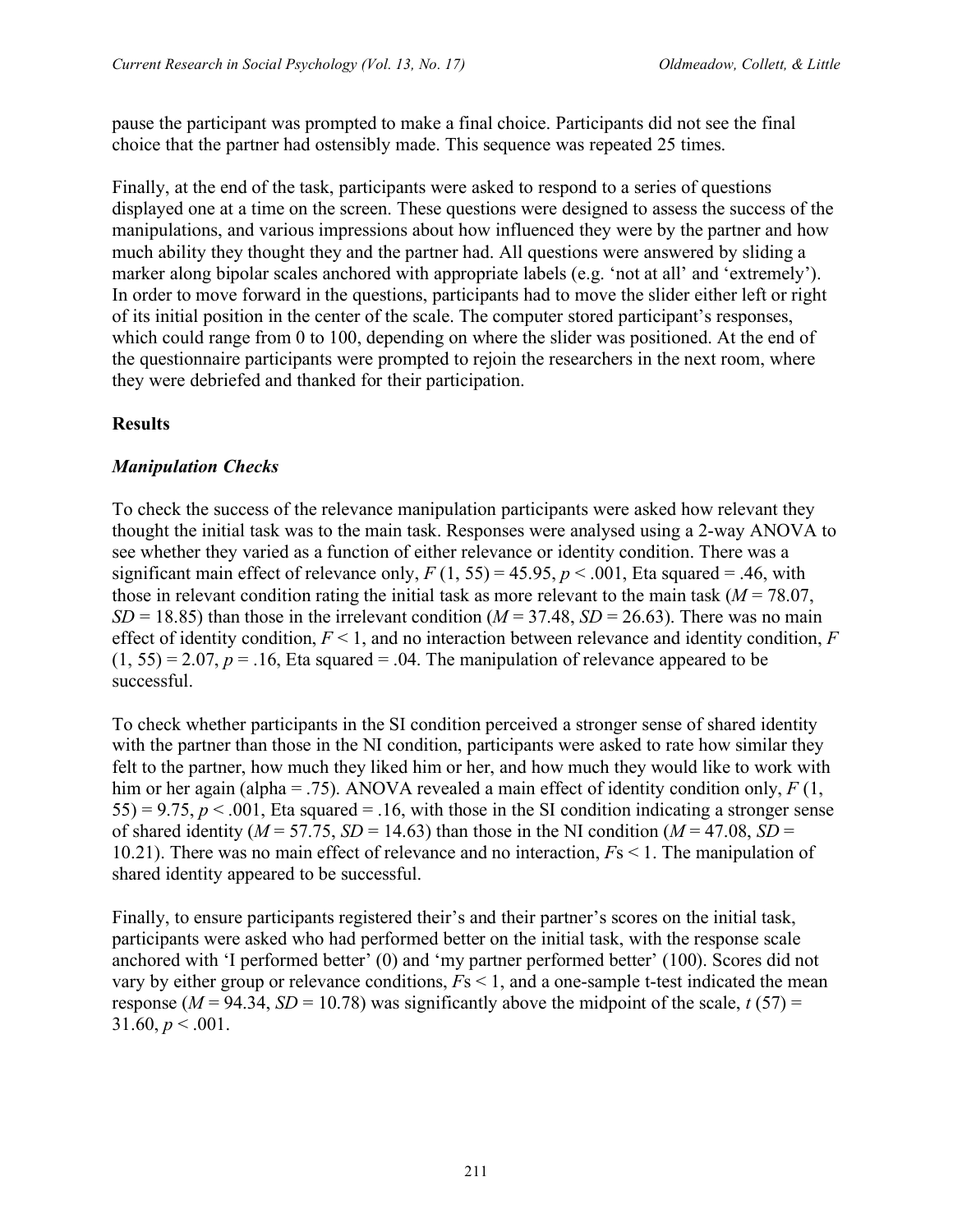pause the participant was prompted to make a final choice. Participants did not see the final choice that the partner had ostensibly made. This sequence was repeated 25 times.

Finally, at the end of the task, participants were asked to respond to a series of questions displayed one at a time on the screen. These questions were designed to assess the success of the manipulations, and various impressions about how influenced they were by the partner and how much ability they thought they and the partner had. All questions were answered by sliding a marker along bipolar scales anchored with appropriate labels (e.g. 'not at all' and 'extremely'). In order to move forward in the questions, participants had to move the slider either left or right of its initial position in the center of the scale. The computer stored participant's responses, which could range from 0 to 100, depending on where the slider was positioned. At the end of the questionnaire participants were prompted to rejoin the researchers in the next room, where they were debriefed and thanked for their participation.

## Results

### *Manipulation Checks*

To check the success of the relevance manipulation participants were asked how relevant they thought the initial task was to the main task. Responses were analysed using a 2-way ANOVA to see whether they varied as a function of either relevance or identity condition. There was a significant main effect of relevance only, $F(1, 55) = 45.95$, $p < .001$, Eta squared = .46, with those in relevant condition rating the initial task as more relevant to the main task ($M = 78.07$, $SD = 18.85$) than those in the irrelevant condition ($M = 37.48$, $SD = 26.63$). There was no main effect of identity condition, $F < 1$, and no interaction between relevance and identity condition, $F(1, 55) = 2.07$, $p = .16$, Eta squared = .04. The manipulation of relevance appeared to be successful.

To check whether participants in the SI condition perceived a stronger sense of shared identity with the partner than those in the NI condition, participants were asked to rate how similar they felt to the partner, how much they liked him or her, and how much they would like to work with him or her again (alpha = .75). ANOVA revealed a main effect of identity condition only, $F(1, 55) = 9.75$, $p < .001$, Eta squared = .16, with those in the SI condition indicating a stronger sense of shared identity ($M = 57.75$, $SD = 14.63$) than those in the NI condition ($M = 47.08$, $SD = 10.21$). There was no main effect of relevance and no interaction, $F$s < 1. The manipulation of shared identity appeared to be successful.

Finally, to ensure participants registered their's and their partner's scores on the initial task, participants were asked who had performed better on the initial task, with the response scale anchored with 'I performed better' (0) and 'my partner performed better' (100). Scores did not vary by either group or relevance conditions, $F$s < 1, and a one-sample t-test indicated the mean response ($M = 94.34$, $SD = 10.78$) was significantly above the midpoint of the scale, $t(57) = 31.60$, $p < .001$.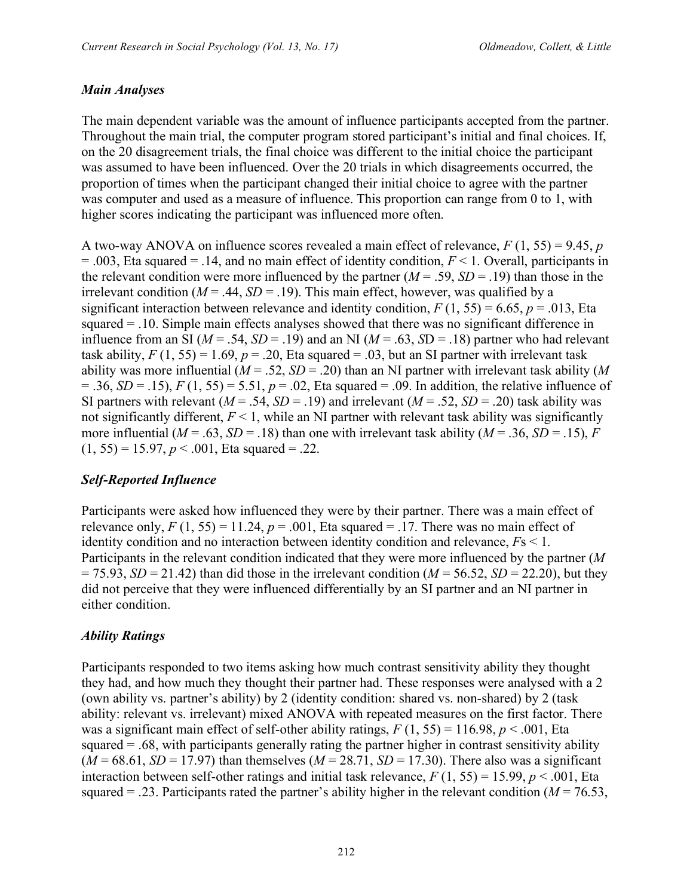### *Main Analyses*

The main dependent variable was the amount of influence participants accepted from the partner. Throughout the main trial, the computer program stored participant's initial and final choices. If, on the 20 disagreement trials, the final choice was different to the initial choice the participant was assumed to have been influenced. Over the 20 trials in which disagreements occurred, the proportion of times when the participant changed their initial choice to agree with the partner was computer and used as a measure of influence. This proportion can range from 0 to 1, with higher scores indicating the participant was influenced more often.

A two-way ANOVA on influence scores revealed a main effect of relevance, $F$ (1, 55) = 9.45, $p$ = .003, Eta squared = .14, and no main effect of identity condition, $F < 1$. Overall, participants in the relevant condition were more influenced by the partner ($M$ = .59, $SD$ = .19) than those in the irrelevant condition ($M$ = .44, $SD$ = .19). This main effect, however, was qualified by a significant interaction between relevance and identity condition, $F$ (1, 55) = 6.65, $p$ = .013, Eta squared = .10. Simple main effects analyses showed that there was no significant difference in influence from an SI ($M$ = .54, $SD$ = .19) and an NI ($M$ = .63, $SD$ = .18) partner who had relevant task ability, $F$ (1, 55) = 1.69, $p$ = .20, Eta squared = .03, but an SI partner with irrelevant task ability was more influential ($M$ = .52, $SD$ = .20) than an NI partner with irrelevant task ability ($M$ = .36, $SD$ = .15), $F$ (1, 55) = 5.51, $p$ = .02, Eta squared = .09. In addition, the relative influence of SI partners with relevant ($M$ = .54, $SD$ = .19) and irrelevant ($M$ = .52, $SD$ = .20) task ability was not significantly different, $F < 1$, while an NI partner with relevant task ability was significantly more influential ($M$ = .63, $SD$ = .18) than one with irrelevant task ability ($M$ = .36, $SD$ = .15), $F$ (1, 55) = 15.97, $p < .001$, Eta squared = .22.

### *Self-Reported Influence*

Participants were asked how influenced they were by their partner. There was a main effect of relevance only, $F$ (1, 55) = 11.24, $p$ = .001, Eta squared = .17. There was no main effect of identity condition and no interaction between identity condition and relevance, $F$s < 1. Participants in the relevant condition indicated that they were more influenced by the partner ($M$ = 75.93, $SD$ = 21.42) than did those in the irrelevant condition ($M$ = 56.52, $SD$ = 22.20), but they did not perceive that they were influenced differentially by an SI partner and an NI partner in either condition.

### *Ability Ratings*

Participants responded to two items asking how much contrast sensitivity ability they thought they had, and how much they thought their partner had. These responses were analysed with a 2 (own ability vs. partner's ability) by 2 (identity condition: shared vs. non-shared) by 2 (task ability: relevant vs. irrelevant) mixed ANOVA with repeated measures on the first factor. There was a significant main effect of self-other ability ratings, $F$ (1, 55) = 116.98, $p < .001$, Eta squared = .68, with participants generally rating the partner higher in contrast sensitivity ability ($M$ = 68.61, $SD$ = 17.97) than themselves ($M$ = 28.71, $SD$ = 17.30). There also was a significant interaction between self-other ratings and initial task relevance, $F$ (1, 55) = 15.99, $p < .001$, Eta squared = .23. Participants rated the partner's ability higher in the relevant condition ($M$ = 76.53,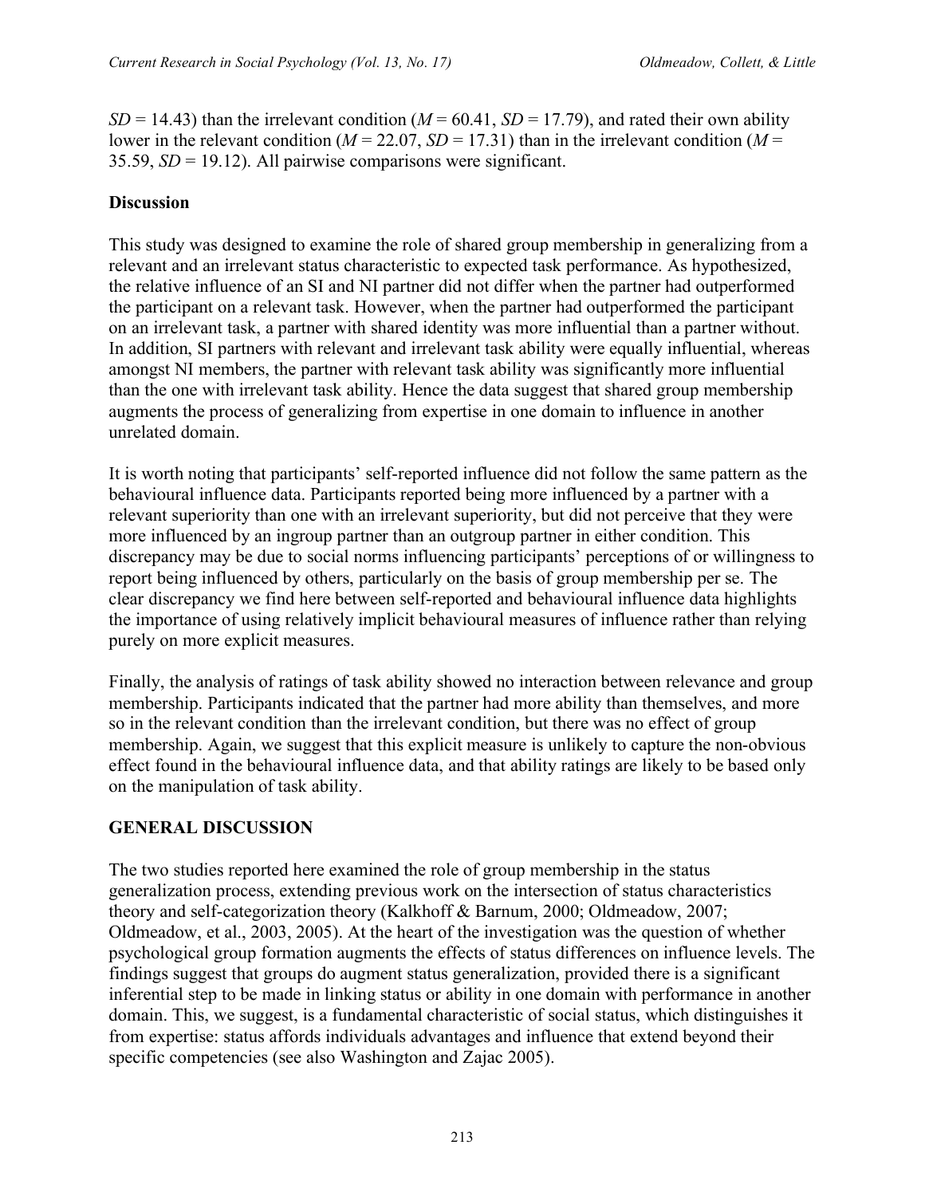$SD$ = 14.43) than the irrelevant condition ($M$ = 60.41, $SD$ = 17.79), and rated their own ability lower in the relevant condition ($M$ = 22.07, $SD$ = 17.31) than in the irrelevant condition ($M$ = 35.59, $SD$ = 19.12). All pairwise comparisons were significant.

### Discussion

This study was designed to examine the role of shared group membership in generalizing from a relevant and an irrelevant status characteristic to expected task performance. As hypothesized, the relative influence of an SI and NI partner did not differ when the partner had outperformed the participant on a relevant task. However, when the partner had outperformed the participant on an irrelevant task, a partner with shared identity was more influential than a partner without. In addition, SI partners with relevant and irrelevant task ability were equally influential, whereas amongst NI members, the partner with relevant task ability was significantly more influential than the one with irrelevant task ability. Hence the data suggest that shared group membership augments the process of generalizing from expertise in one domain to influence in another unrelated domain.

It is worth noting that participants' self-reported influence did not follow the same pattern as the behavioural influence data. Participants reported being more influenced by a partner with a relevant superiority than one with an irrelevant superiority, but did not perceive that they were more influenced by an ingroup partner than an outgroup partner in either condition. This discrepancy may be due to social norms influencing participants' perceptions of or willingness to report being influenced by others, particularly on the basis of group membership per se. The clear discrepancy we find here between self-reported and behavioural influence data highlights the importance of using relatively implicit behavioural measures of influence rather than relying purely on more explicit measures.

Finally, the analysis of ratings of task ability showed no interaction between relevance and group membership. Participants indicated that the partner had more ability than themselves, and more so in the relevant condition than the irrelevant condition, but there was no effect of group membership. Again, we suggest that this explicit measure is unlikely to capture the non-obvious effect found in the behavioural influence data, and that ability ratings are likely to be based only on the manipulation of task ability.

## GENERAL DISCUSSION

The two studies reported here examined the role of group membership in the status generalization process, extending previous work on the intersection of status characteristics theory and self-categorization theory (Kalkhoff & Barnum, 2000; Oldmeadow, 2007; Oldmeadow, et al., 2003, 2005). At the heart of the investigation was the question of whether psychological group formation augments the effects of status differences on influence levels. The findings suggest that groups do augment status generalization, provided there is a significant inferential step to be made in linking status or ability in one domain with performance in another domain. This, we suggest, is a fundamental characteristic of social status, which distinguishes it from expertise: status affords individuals advantages and influence that extend beyond their specific competencies (see also Washington and Zajac 2005).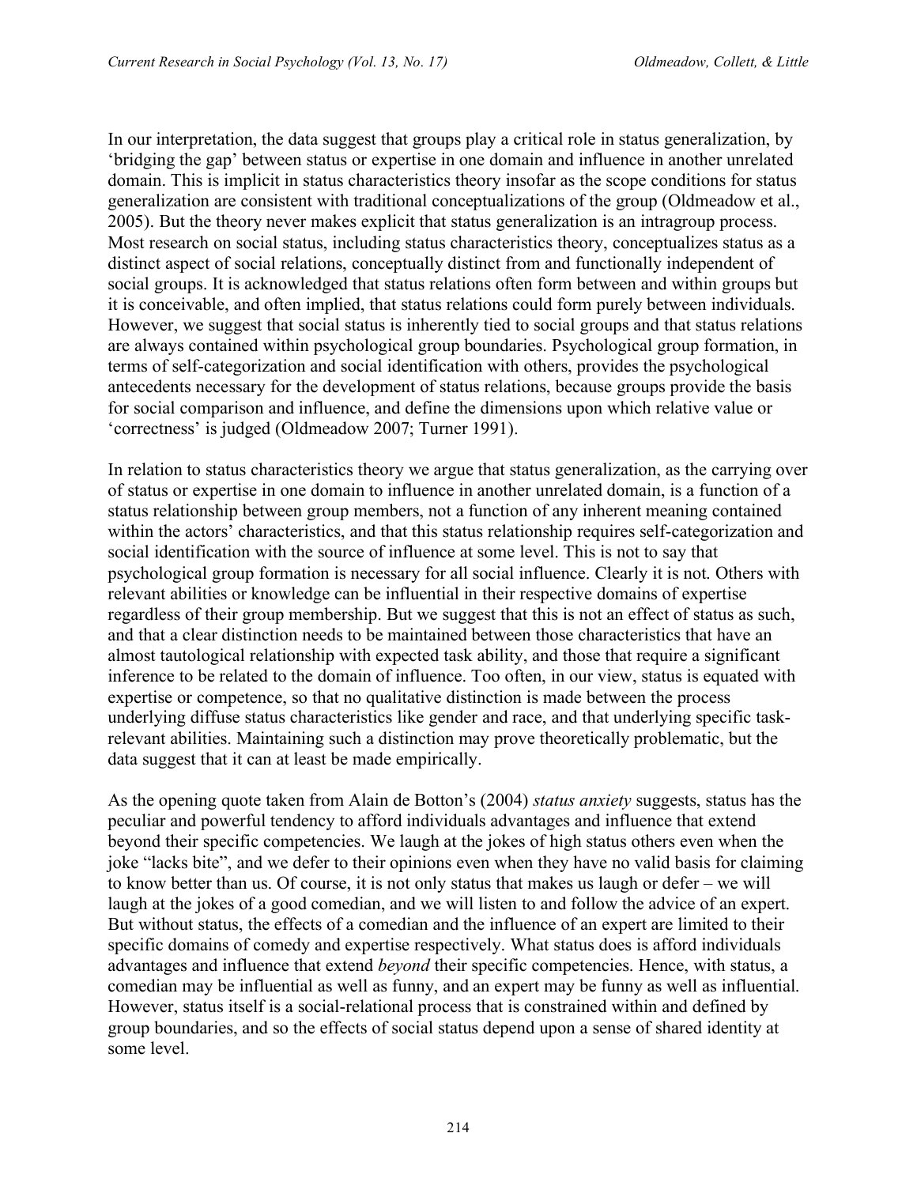In our interpretation, the data suggest that groups play a critical role in status generalization, by 'bridging the gap' between status or expertise in one domain and influence in another unrelated domain. This is implicit in status characteristics theory insofar as the scope conditions for status generalization are consistent with traditional conceptualizations of the group (Oldmeadow et al., 2005). But the theory never makes explicit that status generalization is an intragroup process. Most research on social status, including status characteristics theory, conceptualizes status as a distinct aspect of social relations, conceptually distinct from and functionally independent of social groups. It is acknowledged that status relations often form between and within groups but it is conceivable, and often implied, that status relations could form purely between individuals. However, we suggest that social status is inherently tied to social groups and that status relations are always contained within psychological group boundaries. Psychological group formation, in terms of self-categorization and social identification with others, provides the psychological antecedents necessary for the development of status relations, because groups provide the basis for social comparison and influence, and define the dimensions upon which relative value or 'correctness' is judged (Oldmeadow 2007; Turner 1991).

In relation to status characteristics theory we argue that status generalization, as the carrying over of status or expertise in one domain to influence in another unrelated domain, is a function of a status relationship between group members, not a function of any inherent meaning contained within the actors' characteristics, and that this status relationship requires self-categorization and social identification with the source of influence at some level. This is not to say that psychological group formation is necessary for all social influence. Clearly it is not. Others with relevant abilities or knowledge can be influential in their respective domains of expertise regardless of their group membership. But we suggest that this is not an effect of status as such, and that a clear distinction needs to be maintained between those characteristics that have an almost tautological relationship with expected task ability, and those that require a significant inference to be related to the domain of influence. Too often, in our view, status is equated with expertise or competence, so that no qualitative distinction is made between the process underlying diffuse status characteristics like gender and race, and that underlying specific task-relevant abilities. Maintaining such a distinction may prove theoretically problematic, but the data suggest that it can at least be made empirically.

As the opening quote taken from Alain de Botton's (2004) *status anxiety* suggests, status has the peculiar and powerful tendency to afford individuals advantages and influence that extend beyond their specific competencies. We laugh at the jokes of high status others even when the joke "lacks bite", and we defer to their opinions even when they have no valid basis for claiming to know better than us. Of course, it is not only status that makes us laugh or defer – we will laugh at the jokes of a good comedian, and we will listen to and follow the advice of an expert. But without status, the effects of a comedian and the influence of an expert are limited to their specific domains of comedy and expertise respectively. What status does is afford individuals advantages and influence that extend *beyond* their specific competencies. Hence, with status, a comedian may be influential as well as funny, and an expert may be funny as well as influential. However, status itself is a social-relational process that is constrained within and defined by group boundaries, and so the effects of social status depend upon a sense of shared identity at some level.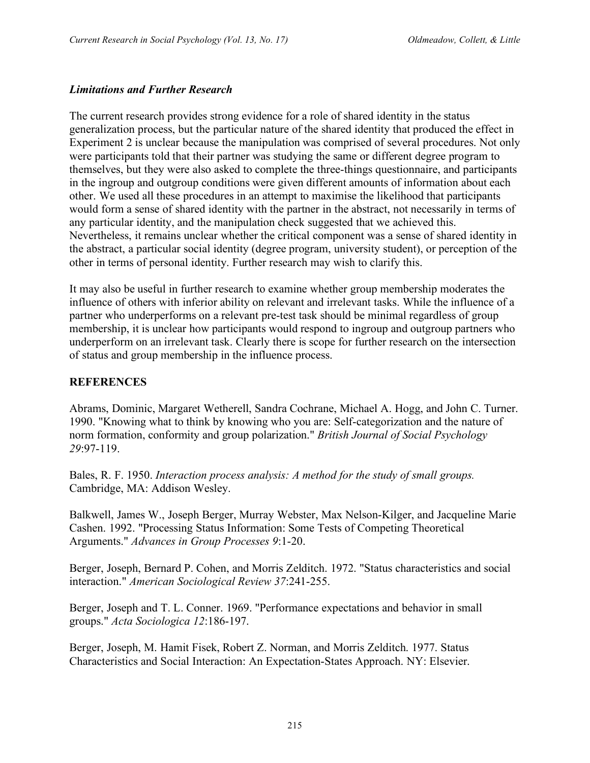### *Limitations and Further Research*

The current research provides strong evidence for a role of shared identity in the status generalization process, but the particular nature of the shared identity that produced the effect in Experiment 2 is unclear because the manipulation was comprised of several procedures. Not only were participants told that their partner was studying the same or different degree program to themselves, but they were also asked to complete the three-things questionnaire, and participants in the ingroup and outgroup conditions were given different amounts of information about each other. We used all these procedures in an attempt to maximise the likelihood that participants would form a sense of shared identity with the partner in the abstract, not necessarily in terms of any particular identity, and the manipulation check suggested that we achieved this. Nevertheless, it remains unclear whether the critical component was a sense of shared identity in the abstract, a particular social identity (degree program, university student), or perception of the other in terms of personal identity. Further research may wish to clarify this.

It may also be useful in further research to examine whether group membership moderates the influence of others with inferior ability on relevant and irrelevant tasks. While the influence of a partner who underperforms on a relevant pre-test task should be minimal regardless of group membership, it is unclear how participants would respond to ingroup and outgroup partners who underperform on an irrelevant task. Clearly there is scope for further research on the intersection of status and group membership in the influence process.

## REFERENCES

Abrams, Dominic, Margaret Wetherell, Sandra Cochrane, Michael A. Hogg, and John C. Turner. 1990. "Knowing what to think by knowing who you are: Self-categorization and the nature of norm formation, conformity and group polarization." *British Journal of Social Psychology 29*:97-119.

Bales, R. F. 1950. *Interaction process analysis: A method for the study of small groups.* Cambridge, MA: Addison Wesley.

Balkwell, James W., Joseph Berger, Murray Webster, Max Nelson-Kilger, and Jacqueline Marie Cashen. 1992. "Processing Status Information: Some Tests of Competing Theoretical Arguments." *Advances in Group Processes 9*:1-20.

Berger, Joseph, Bernard P. Cohen, and Morris Zelditch. 1972. "Status characteristics and social interaction." *American Sociological Review 37*:241-255.

Berger, Joseph and T. L. Conner. 1969. "Performance expectations and behavior in small groups." *Acta Sociologica 12*:186-197.

Berger, Joseph, M. Hamit Fisek, Robert Z. Norman, and Morris Zelditch. 1977. Status Characteristics and Social Interaction: An Expectation-States Approach. NY: Elsevier.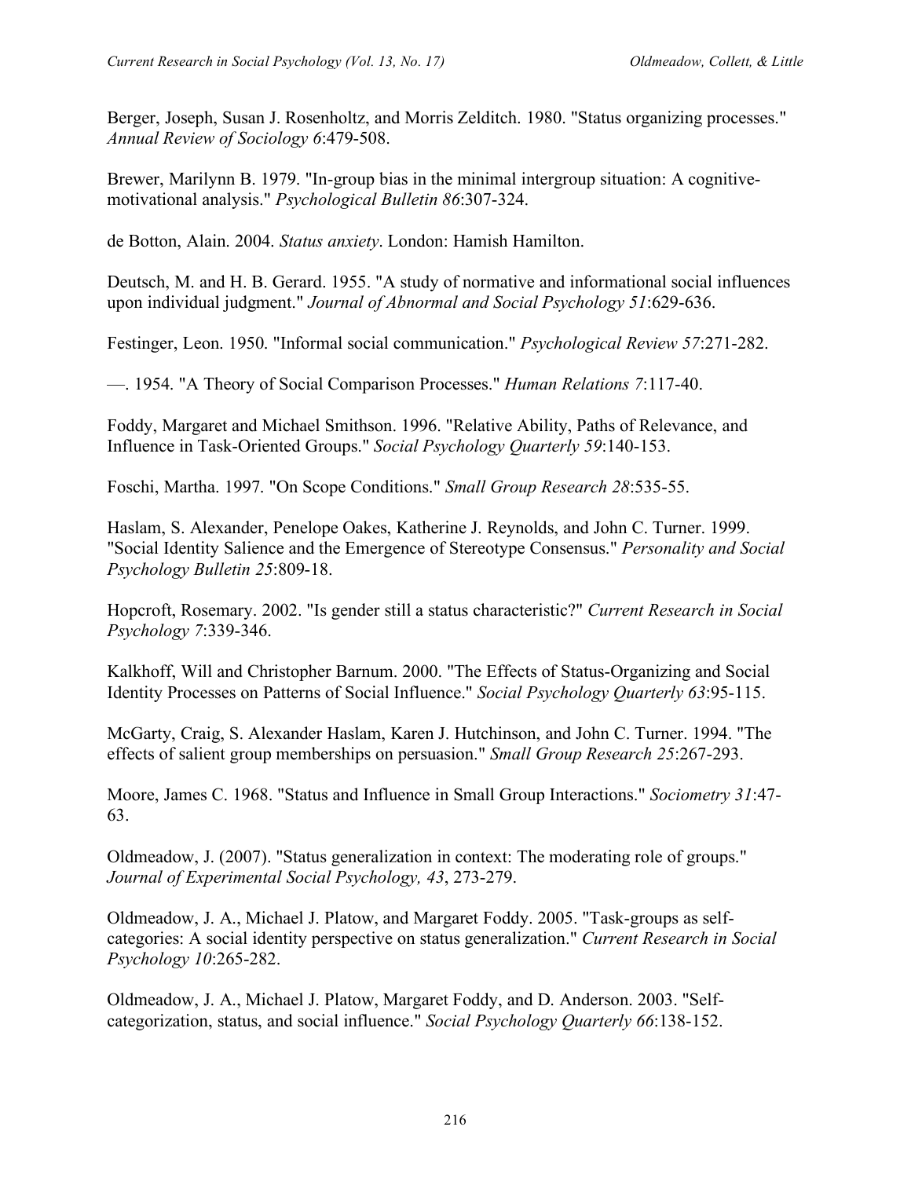Berger, Joseph, Susan J. Rosenholtz, and Morris Zelditch. 1980. "Status organizing processes." *Annual Review of Sociology 6*:479-508.

Brewer, Marilynn B. 1979. "In-group bias in the minimal intergroup situation: A cognitive-motivational analysis." *Psychological Bulletin 86*:307-324.

de Botton, Alain. 2004. *Status anxiety*. London: Hamish Hamilton.

Deutsch, M. and H. B. Gerard. 1955. "A study of normative and informational social influences upon individual judgment." *Journal of Abnormal and Social Psychology 51*:629-636.

Festinger, Leon. 1950. "Informal social communication." *Psychological Review 57*:271-282.

—. 1954. "A Theory of Social Comparison Processes." *Human Relations 7*:117-40.

Foddy, Margaret and Michael Smithson. 1996. "Relative Ability, Paths of Relevance, and Influence in Task-Oriented Groups." *Social Psychology Quarterly 59*:140-153.

Foschi, Martha. 1997. "On Scope Conditions." *Small Group Research 28*:535-55.

Haslam, S. Alexander, Penelope Oakes, Katherine J. Reynolds, and John C. Turner. 1999. "Social Identity Salience and the Emergence of Stereotype Consensus." *Personality and Social Psychology Bulletin 25*:809-18.

Hopcroft, Rosemary. 2002. "Is gender still a status characteristic?" *Current Research in Social Psychology 7*:339-346.

Kalkhoff, Will and Christopher Barnum. 2000. "The Effects of Status-Organizing and Social Identity Processes on Patterns of Social Influence." *Social Psychology Quarterly 63*:95-115.

McGarty, Craig, S. Alexander Haslam, Karen J. Hutchinson, and John C. Turner. 1994. "The effects of salient group memberships on persuasion." *Small Group Research 25*:267-293.

Moore, James C. 1968. "Status and Influence in Small Group Interactions." *Sociometry 31*:47-63.

Oldmeadow, J. (2007). "Status generalization in context: The moderating role of groups." *Journal of Experimental Social Psychology, 43*, 273-279.

Oldmeadow, J. A., Michael J. Platow, and Margaret Foddy. 2005. "Task-groups as self-categories: A social identity perspective on status generalization." *Current Research in Social Psychology 10*:265-282.

Oldmeadow, J. A., Michael J. Platow, Margaret Foddy, and D. Anderson. 2003. "Self-categorization, status, and social influence." *Social Psychology Quarterly 66*:138-152.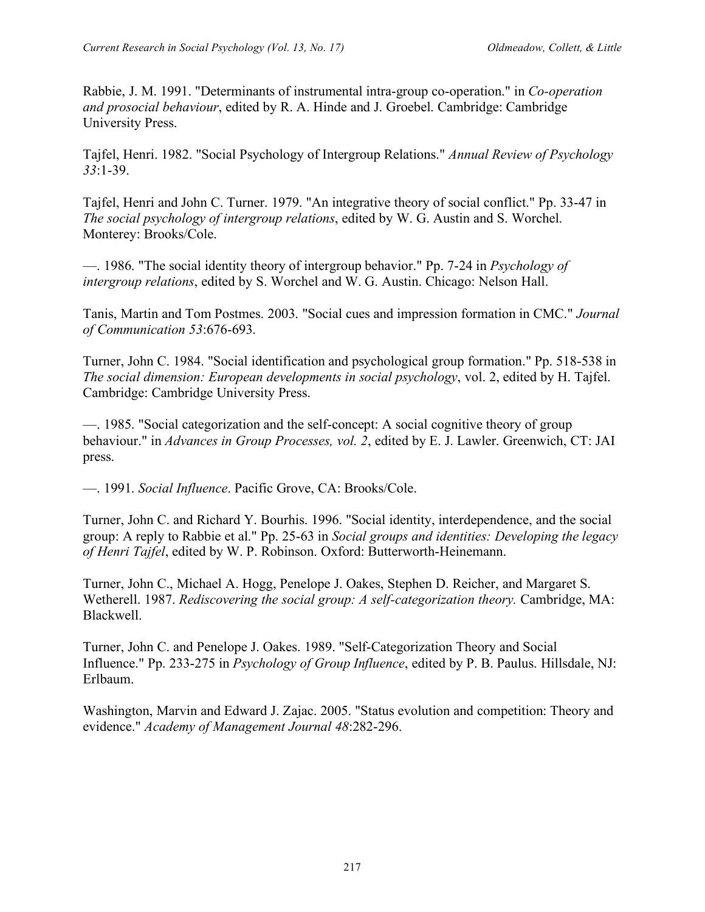Rabbie, J. M. 1991. "Determinants of instrumental intra-group co-operation." in *Co-operation and prosocial behaviour*, edited by R. A. Hinde and J. Groebel. Cambridge: Cambridge University Press.

Tajfel, Henri. 1982. "Social Psychology of Intergroup Relations." *Annual Review of Psychology 33*:1-39.

Tajfel, Henri and John C. Turner. 1979. "An integrative theory of social conflict." Pp. 33-47 in *The social psychology of intergroup relations*, edited by W. G. Austin and S. Worchel. Monterey: Brooks/Cole.

—. 1986. "The social identity theory of intergroup behavior." Pp. 7-24 in *Psychology of intergroup relations*, edited by S. Worchel and W. G. Austin. Chicago: Nelson Hall.

Tanis, Martin and Tom Postmes. 2003. "Social cues and impression formation in CMC." *Journal of Communication 53*:676-693.

Turner, John C. 1984. "Social identification and psychological group formation." Pp. 518-538 in *The social dimension: European developments in social psychology*, vol. 2, edited by H. Tajfel. Cambridge: Cambridge University Press.

—. 1985. "Social categorization and the self-concept: A social cognitive theory of group behaviour." in *Advances in Group Processes, vol. 2*, edited by E. J. Lawler. Greenwich, CT: JAI press.

—. 1991. *Social Influence*. Pacific Grove, CA: Brooks/Cole.

Turner, John C. and Richard Y. Bourhis. 1996. "Social identity, interdependence, and the social group: A reply to Rabbie et al." Pp. 25-63 in *Social groups and identities: Developing the legacy of Henri Tajfel*, edited by W. P. Robinson. Oxford: Butterworth-Heinemann.

Turner, John C., Michael A. Hogg, Penelope J. Oakes, Stephen D. Reicher, and Margaret S. Wetherell. 1987. *Rediscovering the social group: A self-categorization theory.* Cambridge, MA: Blackwell.

Turner, John C. and Penelope J. Oakes. 1989. "Self-Categorization Theory and Social Influence." Pp. 233-275 in *Psychology of Group Influence*, edited by P. B. Paulus. Hillsdale, NJ: Erlbaum.

Washington, Marvin and Edward J. Zajac. 2005. "Status evolution and competition: Theory and evidence." *Academy of Management Journal 48*:282-296.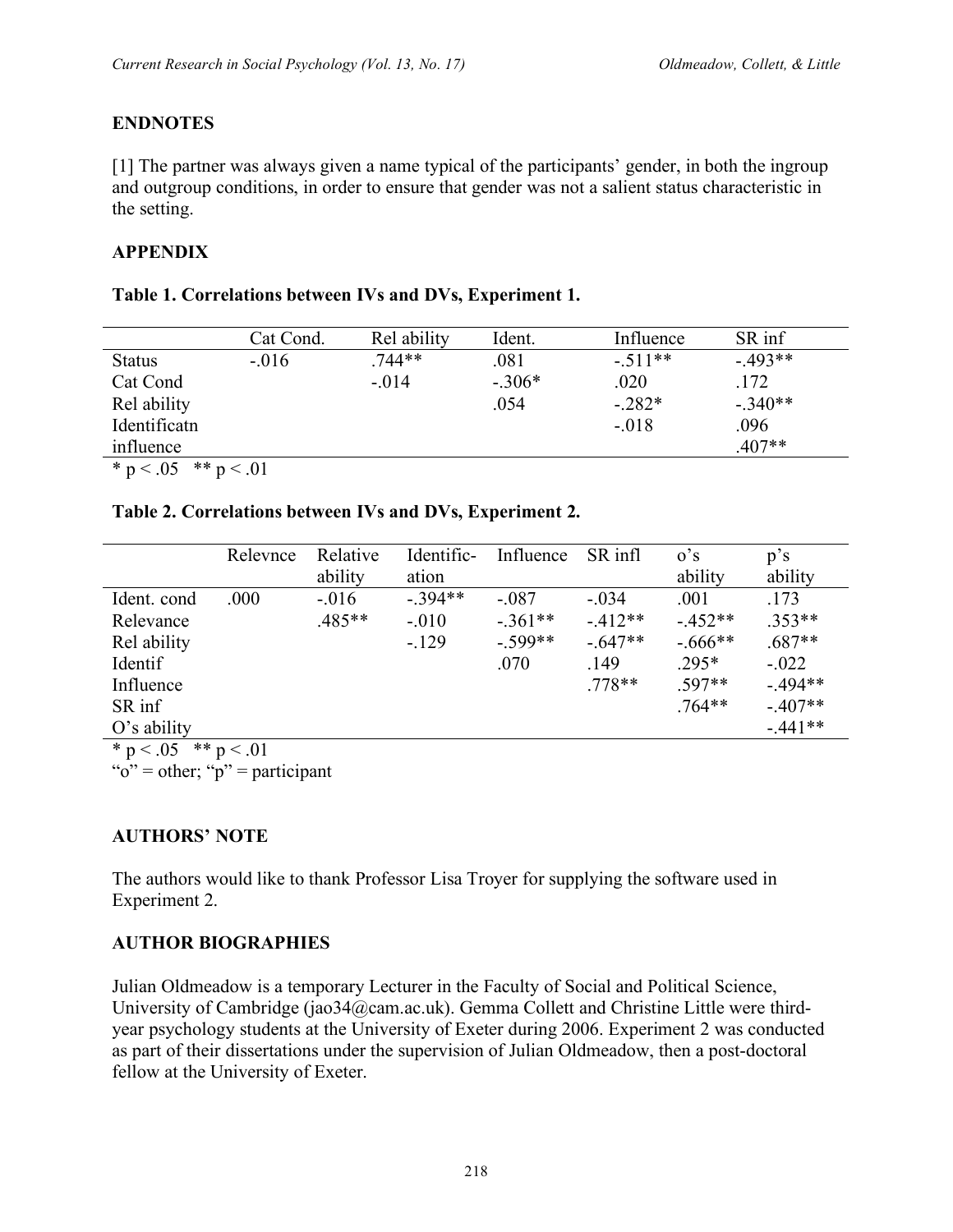## ENDNOTES

[1] The partner was always given a name typical of the participants' gender, in both the ingroup and outgroup conditions, in order to ensure that gender was not a salient status characteristic in the setting.

## APPENDIX

**Table 1. Correlations between IVs and DVs, Experiment 1.**

| | Cat Cond. | Rel ability | Ident. | Influence | SR inf |
|---|---|---|---|---|---|
| Status | -.016 | .744** | .081 | -.511** | -.493** |
| Cat Cond | | -.014 | -.306* | .020 | .172 |
| Rel ability | | | .054 | -.282* | -.340** |
| Identificatn | | | | -.018 | .096 |
| influence | | | | | .407** |

* p < .05 ** p < .01

**Table 2. Correlations between IVs and DVs, Experiment 2.**

| | Relevnce | Relative ability | Identific-ation | Influence | SR infl | o's ability | p's ability |
|---|---|---|---|---|---|---|---|
| Ident. cond | .000 | -.016 | -.394** | -.087 | -.034 | .001 | .173 |
| Relevance | | .485** | -.010 | -.361** | -.412** | -.452** | .353** |
| Rel ability | | | -.129 | -.599** | -.647** | -.666** | .687** |
| Identif | | | | .070 | .149 | .295* | -.022 |
| Influence | | | | | .778** | .597** | -.494** |
| SR inf | | | | | | .764** | -.407** |
| O's ability | | | | | | | -.441** |

* p < .05 ** p < .01
"o" = other; "p" = participant

## AUTHORS' NOTE

The authors would like to thank Professor Lisa Troyer for supplying the software used in Experiment 2.

## AUTHOR BIOGRAPHIES

Julian Oldmeadow is a temporary Lecturer in the Faculty of Social and Political Science, University of Cambridge (jao34@cam.ac.uk). Gemma Collett and Christine Little were third-year psychology students at the University of Exeter during 2006. Experiment 2 was conducted as part of their dissertations under the supervision of Julian Oldmeadow, then a post-doctoral fellow at the University of Exeter.